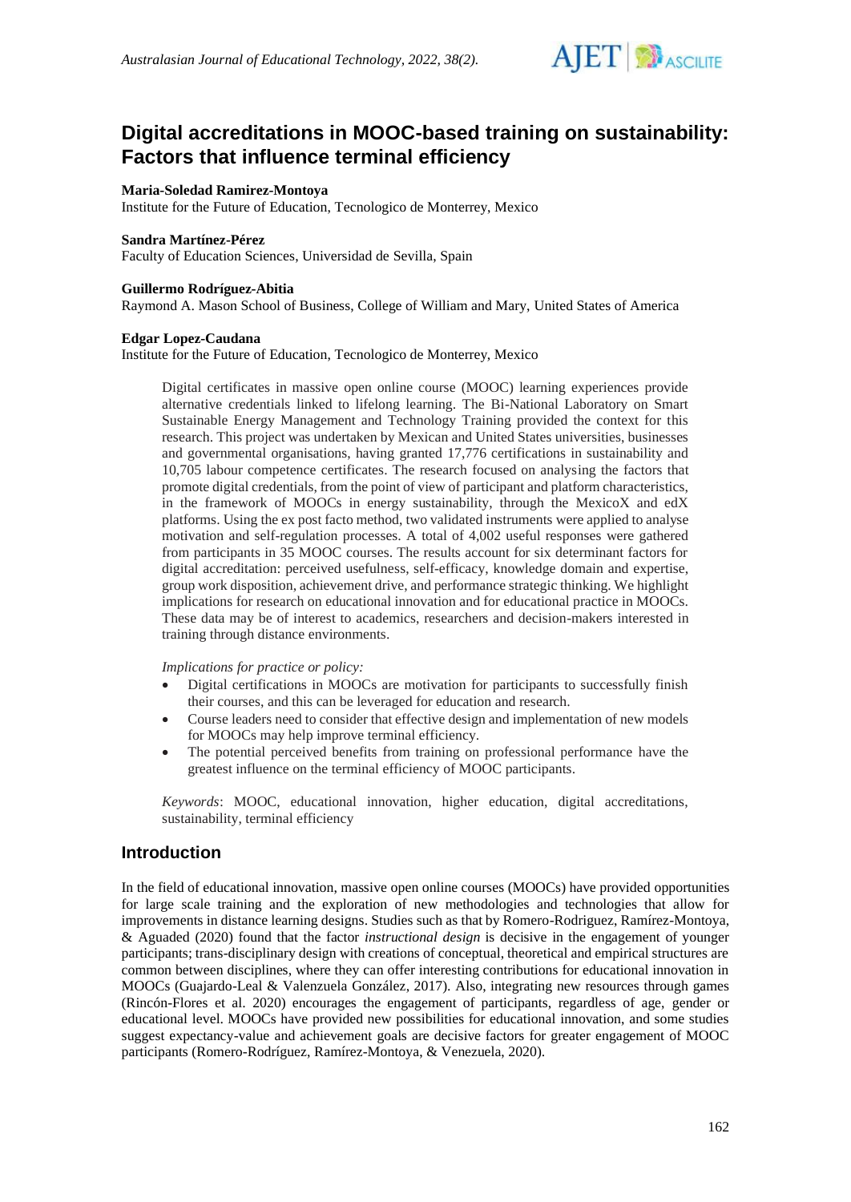# Digital accreditations in MOOC-based training on sustainability: Factors that influence terminal efficiency

**Maria-Soledad Ramirez-Montoya**
Institute for the Future of Education, Tecnologico de Monterrey, Mexico

**Sandra Martínez-Pérez**
Faculty of Education Sciences, Universidad de Sevilla, Spain

**Guillermo Rodríguez-Abitia**
Raymond A. Mason School of Business, College of William and Mary, United States of America

**Edgar Lopez-Caudana**
Institute for the Future of Education, Tecnologico de Monterrey, Mexico

Digital certificates in massive open online course (MOOC) learning experiences provide alternative credentials linked to lifelong learning. The Bi-National Laboratory on Smart Sustainable Energy Management and Technology Training provided the context for this research. This project was undertaken by Mexican and United States universities, businesses and governmental organisations, having granted 17,776 certifications in sustainability and 10,705 labour competence certificates. The research focused on analysing the factors that promote digital credentials, from the point of view of participant and platform characteristics, in the framework of MOOCs in energy sustainability, through the MexicoX and edX platforms. Using the ex post facto method, two validated instruments were applied to analyse motivation and self-regulation processes. A total of 4,002 useful responses were gathered from participants in 35 MOOC courses. The results account for six determinant factors for digital accreditation: perceived usefulness, self-efficacy, knowledge domain and expertise, group work disposition, achievement drive, and performance strategic thinking. We highlight implications for research on educational innovation and for educational practice in MOOCs. These data may be of interest to academics, researchers and decision-makers interested in training through distance environments.

*Implications for practice or policy:*

- Digital certifications in MOOCs are motivation for participants to successfully finish their courses, and this can be leveraged for education and research.
- Course leaders need to consider that effective design and implementation of new models for MOOCs may help improve terminal efficiency.
- The potential perceived benefits from training on professional performance have the greatest influence on the terminal efficiency of MOOC participants.

*Keywords*: MOOC, educational innovation, higher education, digital accreditations, sustainability, terminal efficiency

## Introduction

In the field of educational innovation, massive open online courses (MOOCs) have provided opportunities for large scale training and the exploration of new methodologies and technologies that allow for improvements in distance learning designs. Studies such as that by Romero-Rodriguez, Ramírez-Montoya, & Aguaded (2020) found that the factor *instructional design* is decisive in the engagement of younger participants; trans-disciplinary design with creations of conceptual, theoretical and empirical structures are common between disciplines, where they can offer interesting contributions for educational innovation in MOOCs (Guajardo-Leal & Valenzuela González, 2017). Also, integrating new resources through games (Rincón-Flores et al. 2020) encourages the engagement of participants, regardless of age, gender or educational level. MOOCs have provided new possibilities for educational innovation, and some studies suggest expectancy-value and achievement goals are decisive factors for greater engagement of MOOC participants (Romero-Rodríguez, Ramírez-Montoya, & Venezuela, 2020).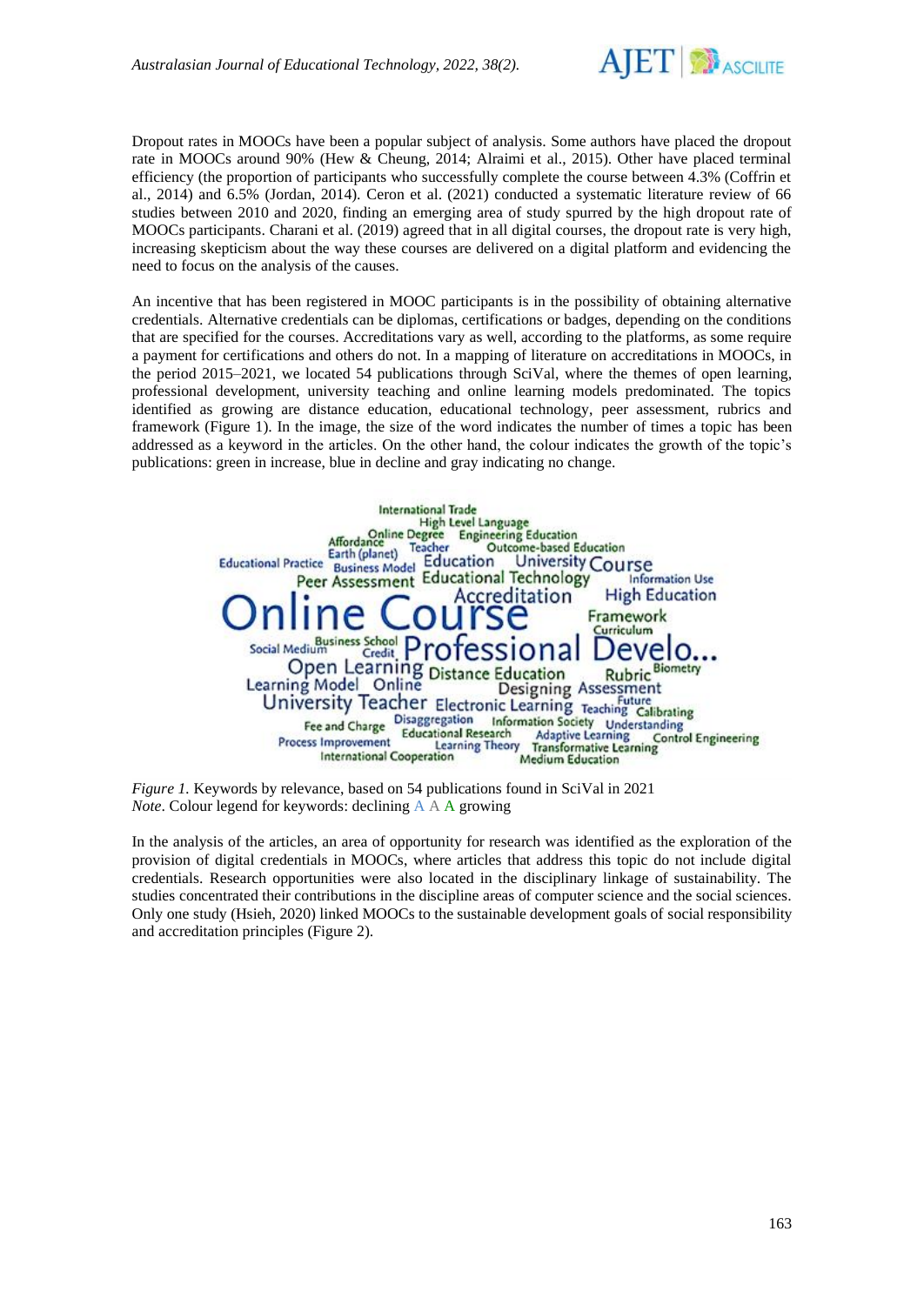Dropout rates in MOOCs have been a popular subject of analysis. Some authors have placed the dropout rate in MOOCs around 90% (Hew & Cheung, 2014; Alraimi et al., 2015). Other have placed terminal efficiency (the proportion of participants who successfully complete the course between 4.3% (Coffrin et al., 2014) and 6.5% (Jordan, 2014). Ceron et al. (2021) conducted a systematic literature review of 66 studies between 2010 and 2020, finding an emerging area of study spurred by the high dropout rate of MOOCs participants. Charani et al. (2019) agreed that in all digital courses, the dropout rate is very high, increasing skepticism about the way these courses are delivered on a digital platform and evidencing the need to focus on the analysis of the causes.

An incentive that has been registered in MOOC participants is in the possibility of obtaining alternative credentials. Alternative credentials can be diplomas, certifications or badges, depending on the conditions that are specified for the courses. Accreditations vary as well, according to the platforms, as some require a payment for certifications and others do not. In a mapping of literature on accreditations in MOOCs, in the period 2015–2021, we located 54 publications through SciVal, where the themes of open learning, professional development, university teaching and online learning models predominated. The topics identified as growing are distance education, educational technology, peer assessment, rubrics and framework (Figure 1). In the image, the size of the word indicates the number of times a topic has been addressed as a keyword in the articles. On the other hand, the colour indicates the growth of the topic's publications: green in increase, blue in decline and gray indicating no change.

International Trade
High Level Language
Affordance Online Degree Engineering Education
Earth (planet) Teacher Outcome-based Education
Educational Practice Business Model Education University Course
Peer Assessment Educational Technology Information Use
Online Course Accreditation High Education
Framework
Curriculum
Social Medium Business School Credit Professional Develo...
Open Learning Distance Education Rubric Biometry
Learning Model Online Designing Assessment
University Teacher Electronic Learning Teaching Future Calibrating
Fee and Charge Disaggregation Information Society Understanding
Process Improvement Educational Research Adaptive Learning Control Engineering
Learning Theory Transformative Learning
International Cooperation Medium Education

*Figure 1.* Keywords by relevance, based on 54 publications found in SciVal in 2021
*Note*. Colour legend for keywords: declining A A A growing

In the analysis of the articles, an area of opportunity for research was identified as the exploration of the provision of digital credentials in MOOCs, where articles that address this topic do not include digital credentials. Research opportunities were also located in the disciplinary linkage of sustainability. The studies concentrated their contributions in the discipline areas of computer science and the social sciences. Only one study (Hsieh, 2020) linked MOOCs to the sustainable development goals of social responsibility and accreditation principles (Figure 2).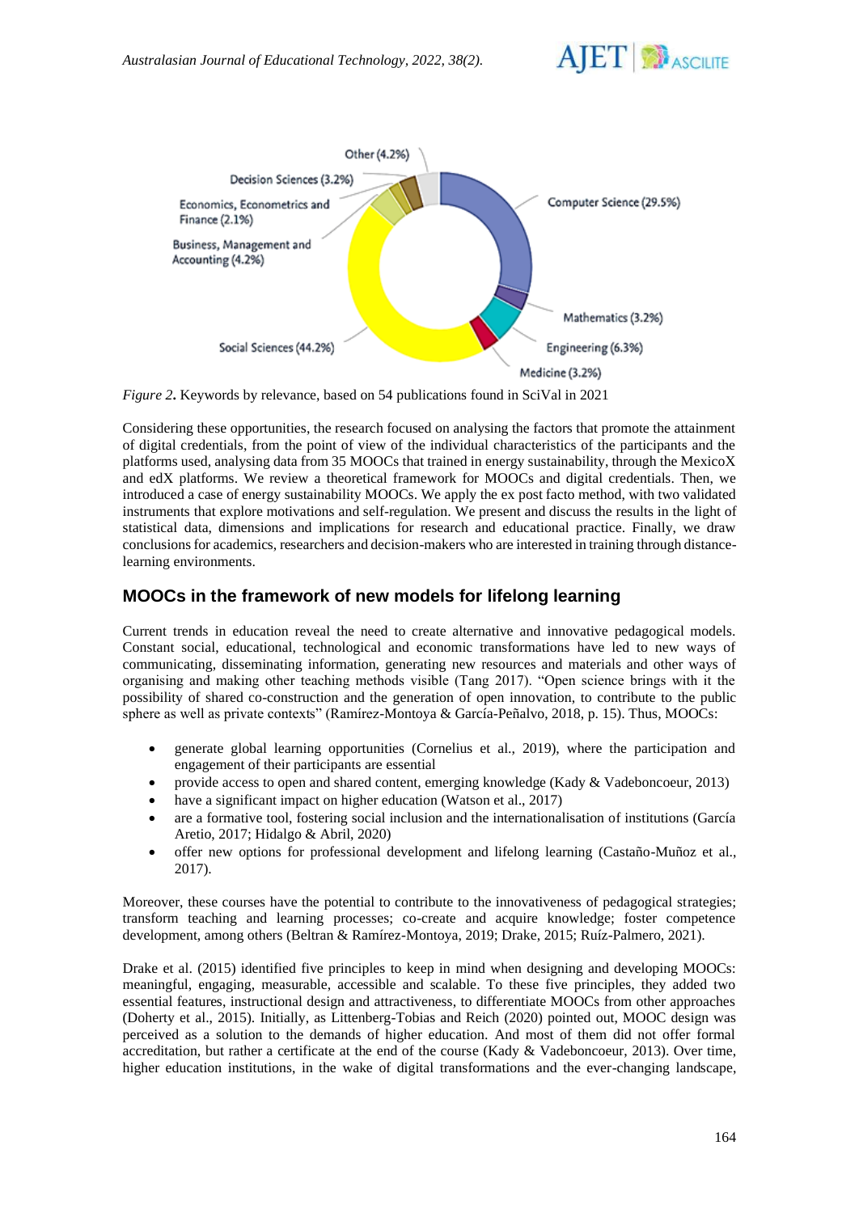Other (4.2%)

Decision Sciences (3.2%)

Economics, Econometrics and Finance (2.1%)

Business, Management and Accounting (4.2%)

Social Sciences (44.2%)

Computer Science (29.5%)

Mathematics (3.2%)

Engineering (6.3%)

Medicine (3.2%)

*Figure 2***.** Keywords by relevance, based on 54 publications found in SciVal in 2021

Considering these opportunities, the research focused on analysing the factors that promote the attainment of digital credentials, from the point of view of the individual characteristics of the participants and the platforms used, analysing data from 35 MOOCs that trained in energy sustainability, through the MexicoX and edX platforms. We review a theoretical framework for MOOCs and digital credentials. Then, we introduced a case of energy sustainability MOOCs. We apply the ex post facto method, with two validated instruments that explore motivations and self-regulation. We present and discuss the results in the light of statistical data, dimensions and implications for research and educational practice. Finally, we draw conclusions for academics, researchers and decision-makers who are interested in training through distance-learning environments.

## MOOCs in the framework of new models for lifelong learning

Current trends in education reveal the need to create alternative and innovative pedagogical models. Constant social, educational, technological and economic transformations have led to new ways of communicating, disseminating information, generating new resources and materials and other ways of organising and making other teaching methods visible (Tang 2017). "Open science brings with it the possibility of shared co-construction and the generation of open innovation, to contribute to the public sphere as well as private contexts" (Ramírez-Montoya & García-Peñalvo, 2018, p. 15). Thus, MOOCs:

- generate global learning opportunities (Cornelius et al., 2019), where the participation and engagement of their participants are essential
- provide access to open and shared content, emerging knowledge (Kady & Vadeboncoeur, 2013)
- have a significant impact on higher education (Watson et al., 2017)
- are a formative tool, fostering social inclusion and the internationalisation of institutions (García Aretio, 2017; Hidalgo & Abril, 2020)
- offer new options for professional development and lifelong learning (Castaño-Muñoz et al., 2017).

Moreover, these courses have the potential to contribute to the innovativeness of pedagogical strategies; transform teaching and learning processes; co-create and acquire knowledge; foster competence development, among others (Beltran & Ramírez-Montoya, 2019; Drake, 2015; Ruíz-Palmero, 2021).

Drake et al. (2015) identified five principles to keep in mind when designing and developing MOOCs: meaningful, engaging, measurable, accessible and scalable. To these five principles, they added two essential features, instructional design and attractiveness, to differentiate MOOCs from other approaches (Doherty et al., 2015). Initially, as Littenberg-Tobias and Reich (2020) pointed out, MOOC design was perceived as a solution to the demands of higher education. And most of them did not offer formal accreditation, but rather a certificate at the end of the course (Kady & Vadeboncoeur, 2013). Over time, higher education institutions, in the wake of digital transformations and the ever-changing landscape,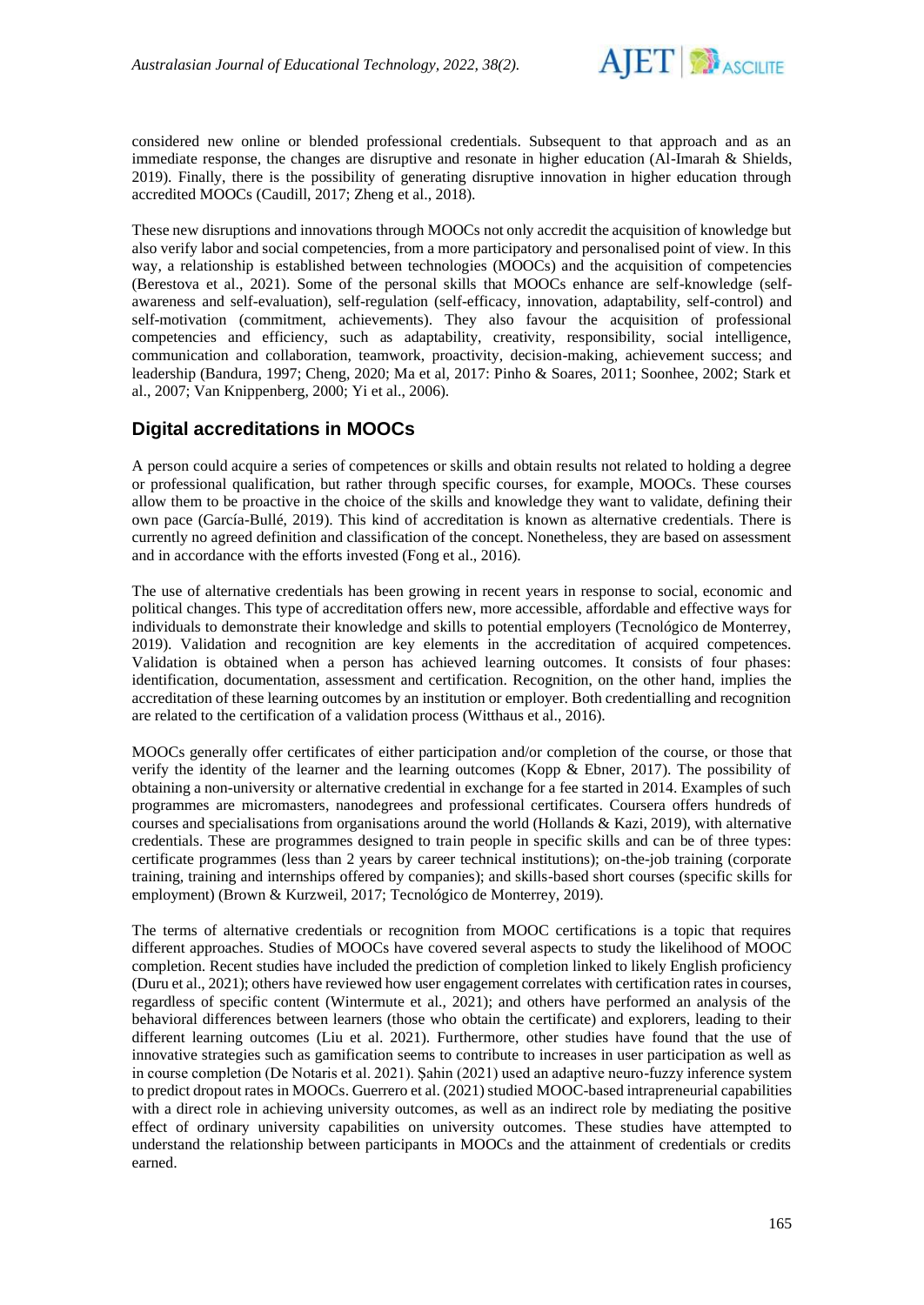considered new online or blended professional credentials. Subsequent to that approach and as an immediate response, the changes are disruptive and resonate in higher education (Al-Imarah & Shields, 2019). Finally, there is the possibility of generating disruptive innovation in higher education through accredited MOOCs (Caudill, 2017; Zheng et al., 2018).

These new disruptions and innovations through MOOCs not only accredit the acquisition of knowledge but also verify labor and social competencies, from a more participatory and personalised point of view. In this way, a relationship is established between technologies (MOOCs) and the acquisition of competencies (Berestova et al., 2021). Some of the personal skills that MOOCs enhance are self-knowledge (self-awareness and self-evaluation), self-regulation (self-efficacy, innovation, adaptability, self-control) and self-motivation (commitment, achievements). They also favour the acquisition of professional competencies and efficiency, such as adaptability, creativity, responsibility, social intelligence, communication and collaboration, teamwork, proactivity, decision-making, achievement success; and leadership (Bandura, 1997; Cheng, 2020; Ma et al, 2017: Pinho & Soares, 2011; Soonhee, 2002; Stark et al., 2007; Van Knippenberg, 2000; Yi et al., 2006).

## Digital accreditations in MOOCs

A person could acquire a series of competences or skills and obtain results not related to holding a degree or professional qualification, but rather through specific courses, for example, MOOCs. These courses allow them to be proactive in the choice of the skills and knowledge they want to validate, defining their own pace (García-Bullé, 2019). This kind of accreditation is known as alternative credentials. There is currently no agreed definition and classification of the concept. Nonetheless, they are based on assessment and in accordance with the efforts invested (Fong et al., 2016).

The use of alternative credentials has been growing in recent years in response to social, economic and political changes. This type of accreditation offers new, more accessible, affordable and effective ways for individuals to demonstrate their knowledge and skills to potential employers (Tecnológico de Monterrey, 2019). Validation and recognition are key elements in the accreditation of acquired competences. Validation is obtained when a person has achieved learning outcomes. It consists of four phases: identification, documentation, assessment and certification. Recognition, on the other hand, implies the accreditation of these learning outcomes by an institution or employer. Both credentialling and recognition are related to the certification of a validation process (Witthaus et al., 2016).

MOOCs generally offer certificates of either participation and/or completion of the course, or those that verify the identity of the learner and the learning outcomes (Kopp & Ebner, 2017). The possibility of obtaining a non-university or alternative credential in exchange for a fee started in 2014. Examples of such programmes are micromasters, nanodegrees and professional certificates. Coursera offers hundreds of courses and specialisations from organisations around the world (Hollands & Kazi, 2019), with alternative credentials. These are programmes designed to train people in specific skills and can be of three types: certificate programmes (less than 2 years by career technical institutions); on-the-job training (corporate training, training and internships offered by companies); and skills-based short courses (specific skills for employment) (Brown & Kurzweil, 2017; Tecnológico de Monterrey, 2019).

The terms of alternative credentials or recognition from MOOC certifications is a topic that requires different approaches. Studies of MOOCs have covered several aspects to study the likelihood of MOOC completion. Recent studies have included the prediction of completion linked to likely English proficiency (Duru et al., 2021); others have reviewed how user engagement correlates with certification rates in courses, regardless of specific content (Wintermute et al., 2021); and others have performed an analysis of the behavioral differences between learners (those who obtain the certificate) and explorers, leading to their different learning outcomes (Liu et al. 2021). Furthermore, other studies have found that the use of innovative strategies such as gamification seems to contribute to increases in user participation as well as in course completion (De Notaris et al. 2021). Şahin (2021) used an adaptive neuro-fuzzy inference system to predict dropout rates in MOOCs. Guerrero et al. (2021) studied MOOC-based intrapreneurial capabilities with a direct role in achieving university outcomes, as well as an indirect role by mediating the positive effect of ordinary university capabilities on university outcomes. These studies have attempted to understand the relationship between participants in MOOCs and the attainment of credentials or credits earned.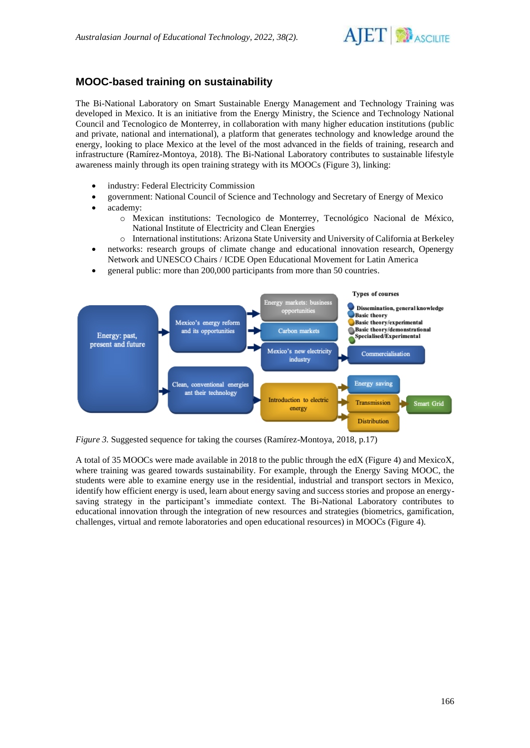## MOOC-based training on sustainability

The Bi-National Laboratory on Smart Sustainable Energy Management and Technology Training was developed in Mexico. It is an initiative from the Energy Ministry, the Science and Technology National Council and Tecnologico de Monterrey, in collaboration with many higher education institutions (public and private, national and international), a platform that generates technology and knowledge around the energy, looking to place Mexico at the level of the most advanced in the fields of training, research and infrastructure (Ramírez-Montoya, 2018). The Bi-National Laboratory contributes to sustainable lifestyle awareness mainly through its open training strategy with its MOOCs (Figure 3), linking:

- industry: Federal Electricity Commission
- government: National Council of Science and Technology and Secretary of Energy of Mexico
- academy:
    - Mexican institutions: Tecnologico de Monterrey, Tecnológico Nacional de México, National Institute of Electricity and Clean Energies
    - International institutions: Arizona State University and University of California at Berkeley
- networks: research groups of climate change and educational innovation research, Openergy Network and UNESCO Chairs / ICDE Open Educational Movement for Latin America
- general public: more than 200,000 participants from more than 50 countries.

*Figure 3.* Suggested sequence for taking the courses (Ramírez-Montoya, 2018, p.17)

A total of 35 MOOCs were made available in 2018 to the public through the edX (Figure 4) and MexicoX, where training was geared towards sustainability. For example, through the Energy Saving MOOC, the students were able to examine energy use in the residential, industrial and transport sectors in Mexico, identify how efficient energy is used, learn about energy saving and success stories and propose an energy-saving strategy in the participant's immediate context. The Bi-National Laboratory contributes to educational innovation through the integration of new resources and strategies (biometrics, gamification, challenges, virtual and remote laboratories and open educational resources) in MOOCs (Figure 4).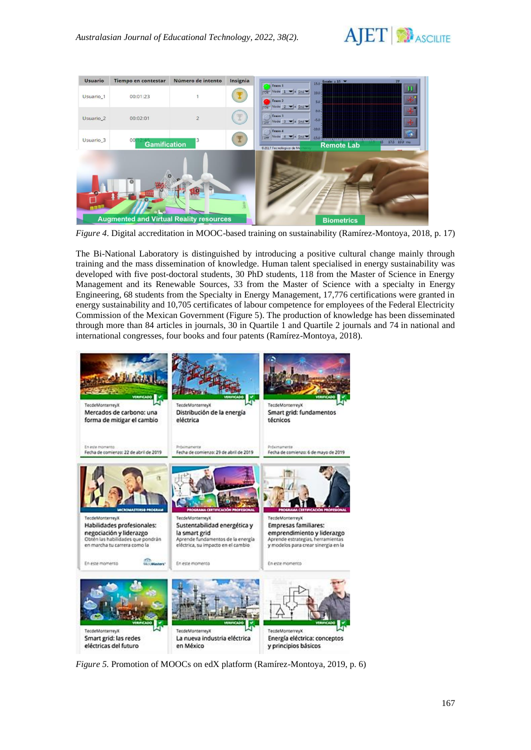*Figure 4*. Digital accreditation in MOOC-based training on sustainability (Ramírez-Montoya, 2018, p. 17)

The Bi-National Laboratory is distinguished by introducing a positive cultural change mainly through training and the mass dissemination of knowledge. Human talent specialised in energy sustainability was developed with five post-doctoral students, 30 PhD students, 118 from the Master of Science in Energy Management and its Renewable Sources, 33 from the Master of Science with a specialty in Energy Engineering, 68 students from the Specialty in Energy Management, 17,776 certifications were granted in energy sustainability and 10,705 certificates of labour competence for employees of the Federal Electricity Commission of the Mexican Government (Figure 5). The production of knowledge has been disseminated through more than 84 articles in journals, 30 in Quartile 1 and Quartile 2 journals and 74 in national and international congresses, four books and four patents (Ramírez-Montoya, 2018).

*Figure 5.* Promotion of MOOCs on edX platform (Ramírez-Montoya, 2019, p. 6)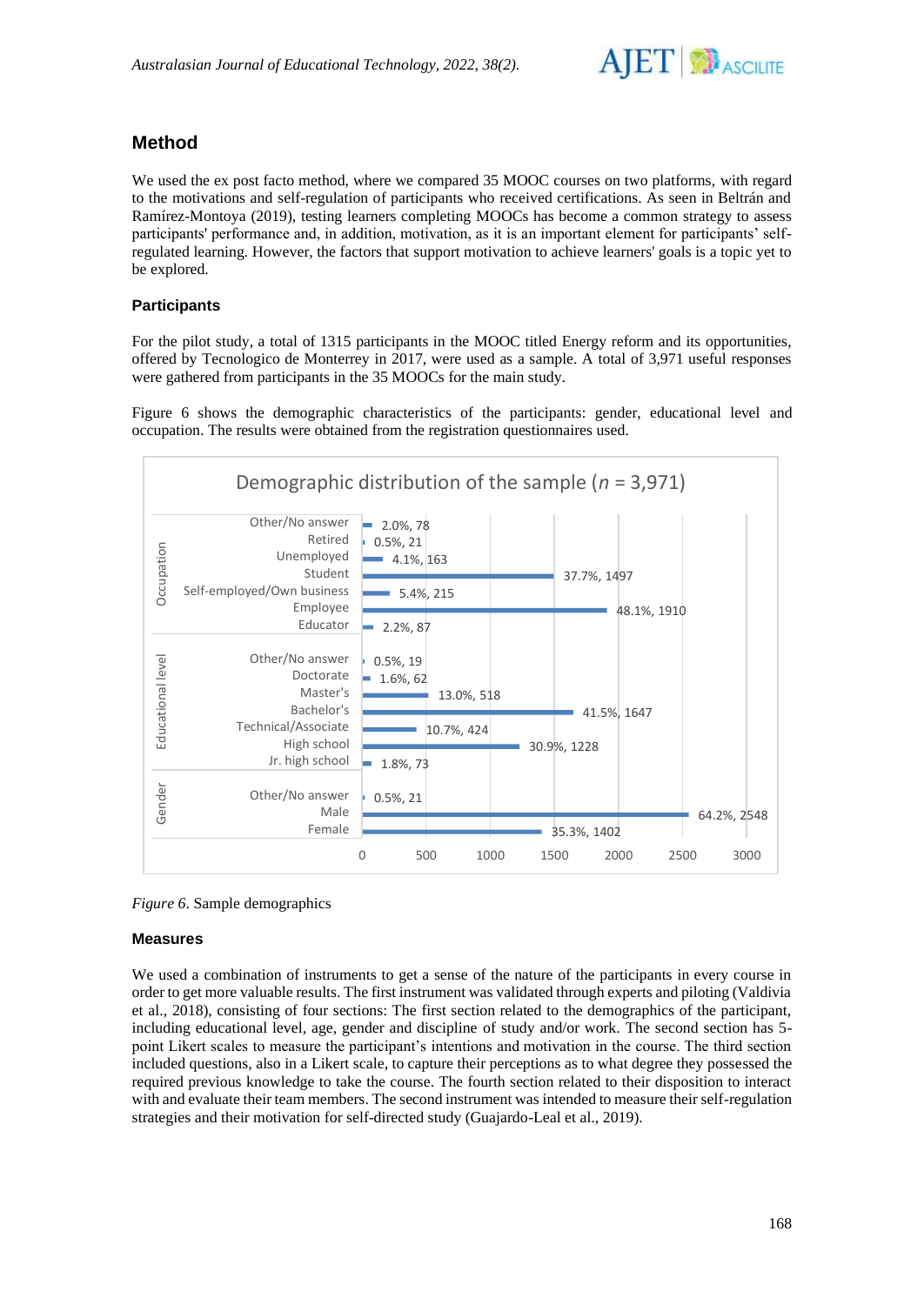## Method

We used the ex post facto method, where we compared 35 MOOC courses on two platforms, with regard to the motivations and self-regulation of participants who received certifications. As seen in Beltrán and Ramírez-Montoya (2019), testing learners completing MOOCs has become a common strategy to assess participants' performance and, in addition, motivation, as it is an important element for participants' self-regulated learning. However, the factors that support motivation to achieve learners' goals is a topic yet to be explored.

### Participants

For the pilot study, a total of 1315 participants in the MOOC titled Energy reform and its opportunities, offered by Tecnologico de Monterrey in 2017, were used as a sample. A total of 3,971 useful responses were gathered from participants in the 35 MOOCs for the main study.

Figure 6 shows the demographic characteristics of the participants: gender, educational level and occupation. The results were obtained from the registration questionnaires used.

Demographic distribution of the sample (*n* = 3,971)

| Category | Group | Percentage, n |
|---|---|---|
| Occupation | Other/No answer | 2.0%, 78 |
| | Retired | 0.5%, 21 |
| | Unemployed | 4.1%, 163 |
| | Student | 37.7%, 1497 |
| | Self-employed/Own business | 5.4%, 215 |
| | Employee | 48.1%, 1910 |
| | Educator | 2.2%, 87 |
| Educational level | Other/No answer | 0.5%, 19 |
| | Doctorate | 1.6%, 62 |
| | Master's | 13.0%, 518 |
| | Bachelor's | 41.5%, 1647 |
| | Technical/Associate | 10.7%, 424 |
| | High school | 30.9%, 1228 |
| | Jr. high school | 1.8%, 73 |
| Gender | Other/No answer | 0.5%, 21 |
| | Male | 64.2%, 2548 |
| | Female | 35.3%, 1402 |

*Figure 6*. Sample demographics

### Measures

We used a combination of instruments to get a sense of the nature of the participants in every course in order to get more valuable results. The first instrument was validated through experts and piloting (Valdivia et al., 2018), consisting of four sections: The first section related to the demographics of the participant, including educational level, age, gender and discipline of study and/or work. The second section has 5-point Likert scales to measure the participant's intentions and motivation in the course. The third section included questions, also in a Likert scale, to capture their perceptions as to what degree they possessed the required previous knowledge to take the course. The fourth section related to their disposition to interact with and evaluate their team members. The second instrument was intended to measure their self-regulation strategies and their motivation for self-directed study (Guajardo-Leal et al., 2019).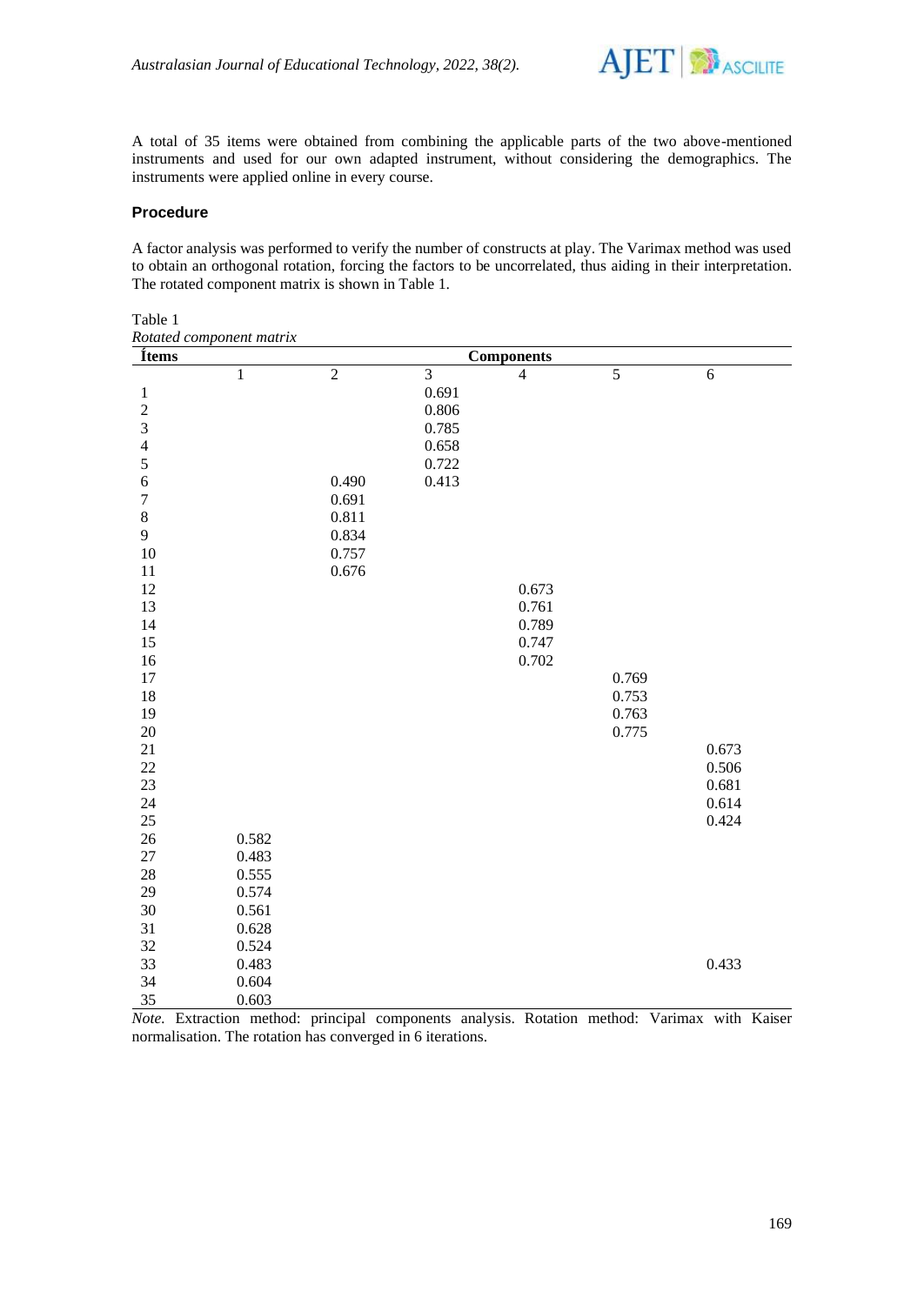A total of 35 items were obtained from combining the applicable parts of the two above-mentioned instruments and used for our own adapted instrument, without considering the demographics. The instruments were applied online in every course.

### Procedure

A factor analysis was performed to verify the number of constructs at play. The Varimax method was used to obtain an orthogonal rotation, forcing the factors to be uncorrelated, thus aiding in their interpretation. The rotated component matrix is shown in Table 1.

Table 1
*Rotated component matrix*

| Ítems | Components | | | | | |
|---|---|---|---|---|---|---|
| | 1 | 2 | 3 | 4 | 5 | 6 |
| 1 | | | 0.691 | | | |
| 2 | | | 0.806 | | | |
| 3 | | | 0.785 | | | |
| 4 | | | 0.658 | | | |
| 5 | | | 0.722 | | | |
| 6 | | 0.490 | 0.413 | | | |
| 7 | | 0.691 | | | | |
| 8 | | 0.811 | | | | |
| 9 | | 0.834 | | | | |
| 10 | | 0.757 | | | | |
| 11 | | 0.676 | | | | |
| 12 | | | | 0.673 | | |
| 13 | | | | 0.761 | | |
| 14 | | | | 0.789 | | |
| 15 | | | | 0.747 | | |
| 16 | | | | 0.702 | | |
| 17 | | | | | 0.769 | |
| 18 | | | | | 0.753 | |
| 19 | | | | | 0.763 | |
| 20 | | | | | 0.775 | |
| 21 | | | | | | 0.673 |
| 22 | | | | | | 0.506 |
| 23 | | | | | | 0.681 |
| 24 | | | | | | 0.614 |
| 25 | | | | | | 0.424 |
| 26 | 0.582 | | | | | |
| 27 | 0.483 | | | | | |
| 28 | 0.555 | | | | | |
| 29 | 0.574 | | | | | |
| 30 | 0.561 | | | | | |
| 31 | 0.628 | | | | | |
| 32 | 0.524 | | | | | |
| 33 | 0.483 | | | | | 0.433 |
| 34 | 0.604 | | | | | |
| 35 | 0.603 | | | | | |

*Note.* Extraction method: principal components analysis. Rotation method: Varimax with Kaiser normalisation. The rotation has converged in 6 iterations.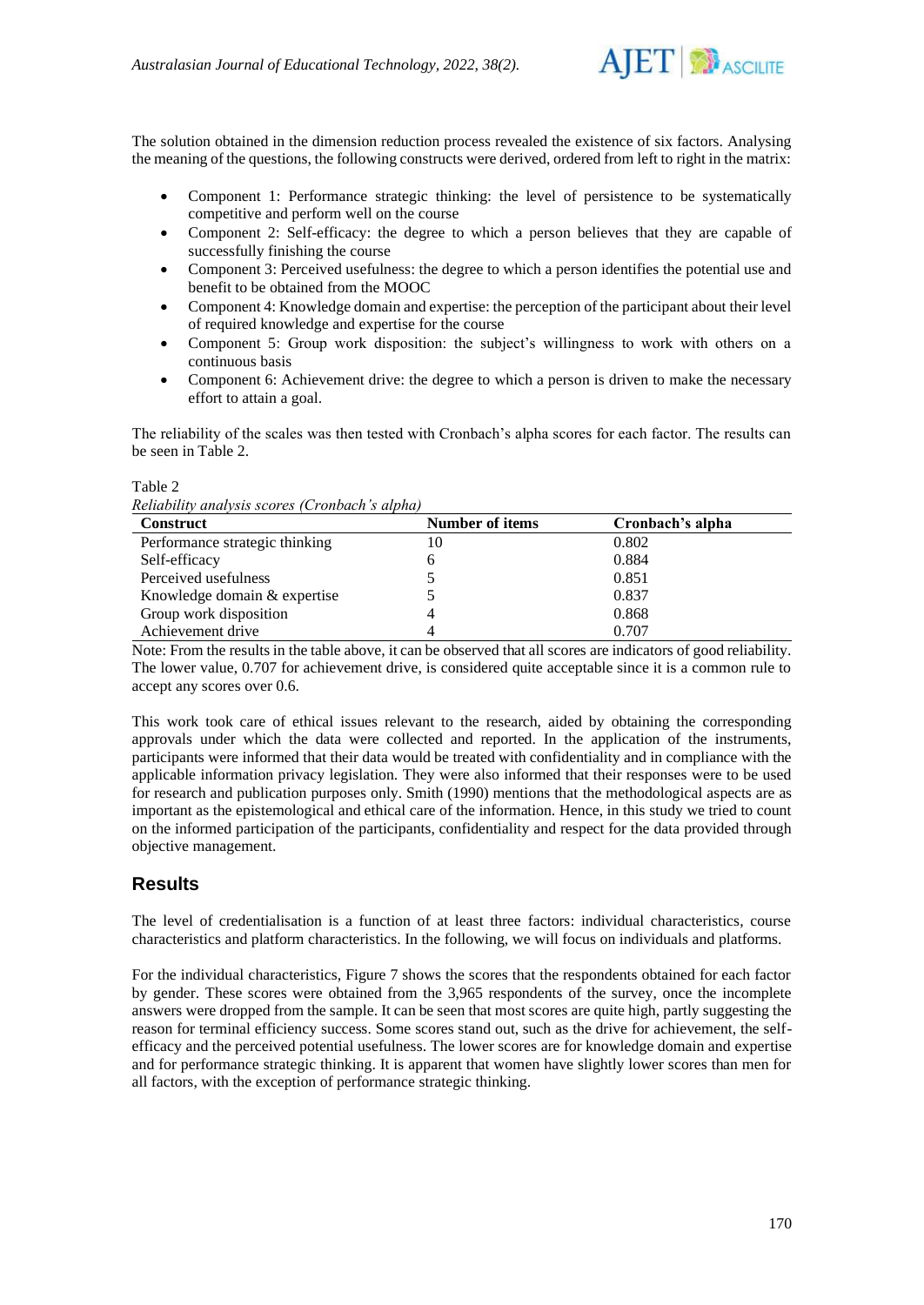The solution obtained in the dimension reduction process revealed the existence of six factors. Analysing the meaning of the questions, the following constructs were derived, ordered from left to right in the matrix:

- Component 1: Performance strategic thinking: the level of persistence to be systematically competitive and perform well on the course
- Component 2: Self-efficacy: the degree to which a person believes that they are capable of successfully finishing the course
- Component 3: Perceived usefulness: the degree to which a person identifies the potential use and benefit to be obtained from the MOOC
- Component 4: Knowledge domain and expertise: the perception of the participant about their level of required knowledge and expertise for the course
- Component 5: Group work disposition: the subject's willingness to work with others on a continuous basis
- Component 6: Achievement drive: the degree to which a person is driven to make the necessary effort to attain a goal.

The reliability of the scales was then tested with Cronbach's alpha scores for each factor. The results can be seen in Table 2.

Table 2
*Reliability analysis scores (Cronbach's alpha)*

| Construct | Number of items | Cronbach's alpha |
|---|---|---|
| Performance strategic thinking | 10 | 0.802 |
| Self-efficacy | 6 | 0.884 |
| Perceived usefulness | 5 | 0.851 |
| Knowledge domain & expertise | 5 | 0.837 |
| Group work disposition | 4 | 0.868 |
| Achievement drive | 4 | 0.707 |

Note: From the results in the table above, it can be observed that all scores are indicators of good reliability. The lower value, 0.707 for achievement drive, is considered quite acceptable since it is a common rule to accept any scores over 0.6.

This work took care of ethical issues relevant to the research, aided by obtaining the corresponding approvals under which the data were collected and reported. In the application of the instruments, participants were informed that their data would be treated with confidentiality and in compliance with the applicable information privacy legislation. They were also informed that their responses were to be used for research and publication purposes only. Smith (1990) mentions that the methodological aspects are as important as the epistemological and ethical care of the information. Hence, in this study we tried to count on the informed participation of the participants, confidentiality and respect for the data provided through objective management.

## Results

The level of credentialisation is a function of at least three factors: individual characteristics, course characteristics and platform characteristics. In the following, we will focus on individuals and platforms.

For the individual characteristics, Figure 7 shows the scores that the respondents obtained for each factor by gender. These scores were obtained from the 3,965 respondents of the survey, once the incomplete answers were dropped from the sample. It can be seen that most scores are quite high, partly suggesting the reason for terminal efficiency success. Some scores stand out, such as the drive for achievement, the self-efficacy and the perceived potential usefulness. The lower scores are for knowledge domain and expertise and for performance strategic thinking. It is apparent that women have slightly lower scores than men for all factors, with the exception of performance strategic thinking.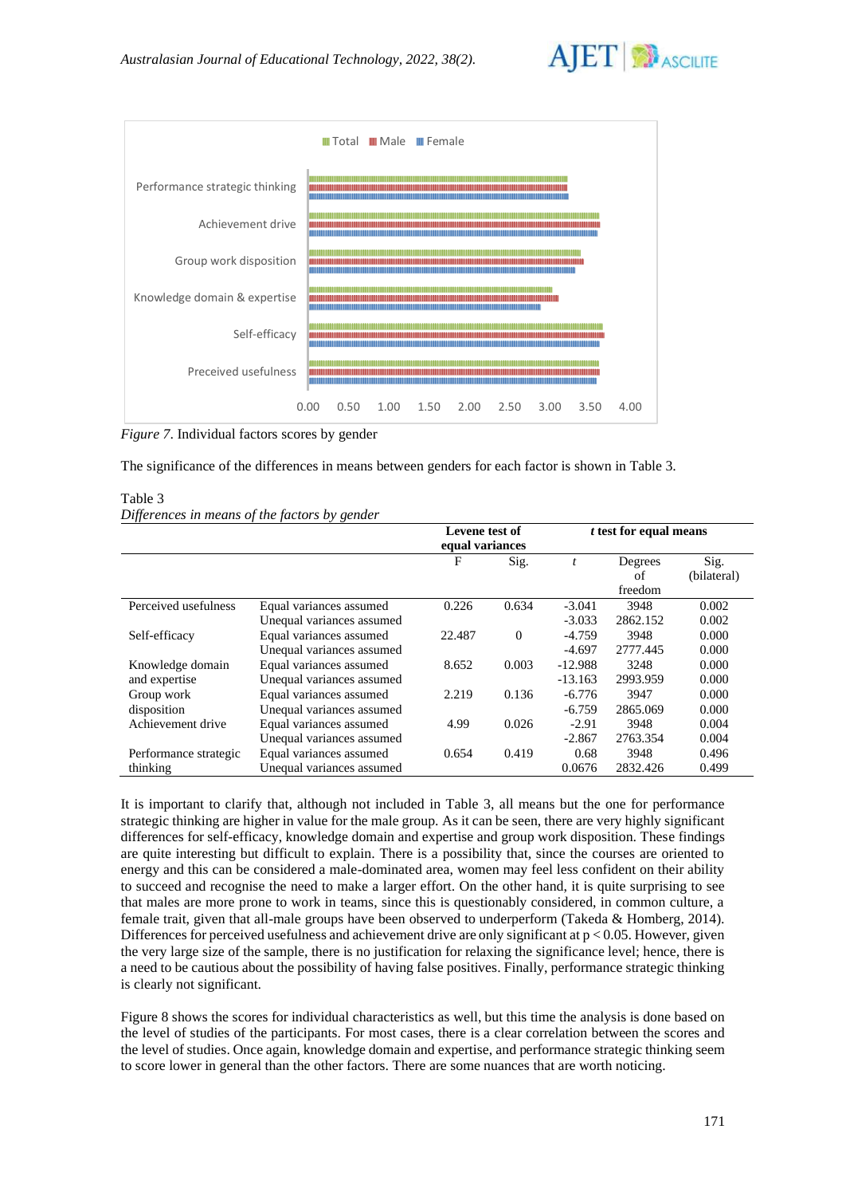*Figure 7*. Individual factors scores by gender

The significance of the differences in means between genders for each factor is shown in Table 3.

Table 3
*Differences in means of the factors by gender*

| | | Levene test of equal variances | | *t* test for equal means | | |
|---|---|---|---|---|---|---|
| | | F | Sig. | *t* | Degrees of freedom | Sig. (bilateral) |
| Perceived usefulness | Equal variances assumed | 0.226 | 0.634 | -3.041 | 3948 | 0.002 |
| | Unequal variances assumed | | | -3.033 | 2862.152 | 0.002 |
| Self-efficacy | Equal variances assumed | 22.487 | 0 | -4.759 | 3948 | 0.000 |
| | Unequal variances assumed | | | -4.697 | 2777.445 | 0.000 |
| Knowledge domain and expertise | Equal variances assumed | 8.652 | 0.003 | -12.988 | 3248 | 0.000 |
| | Unequal variances assumed | | | -13.163 | 2993.959 | 0.000 |
| Group work disposition | Equal variances assumed | 2.219 | 0.136 | -6.776 | 3947 | 0.000 |
| | Unequal variances assumed | | | -6.759 | 2865.069 | 0.000 |
| Achievement drive | Equal variances assumed | 4.99 | 0.026 | -2.91 | 3948 | 0.004 |
| | Unequal variances assumed | | | -2.867 | 2763.354 | 0.004 |
| Performance strategic thinking | Equal variances assumed | 0.654 | 0.419 | 0.68 | 3948 | 0.496 |
| | Unequal variances assumed | | | 0.0676 | 2832.426 | 0.499 |

It is important to clarify that, although not included in Table 3, all means but the one for performance strategic thinking are higher in value for the male group. As it can be seen, there are very highly significant differences for self-efficacy, knowledge domain and expertise and group work disposition. These findings are quite interesting but difficult to explain. There is a possibility that, since the courses are oriented to energy and this can be considered a male-dominated area, women may feel less confident on their ability to succeed and recognise the need to make a larger effort. On the other hand, it is quite surprising to see that males are more prone to work in teams, since this is questionably considered, in common culture, a female trait, given that all-male groups have been observed to underperform (Takeda & Homberg, 2014). Differences for perceived usefulness and achievement drive are only significant at $p < 0.05$. However, given the very large size of the sample, there is no justification for relaxing the significance level; hence, there is a need to be cautious about the possibility of having false positives. Finally, performance strategic thinking is clearly not significant.

Figure 8 shows the scores for individual characteristics as well, but this time the analysis is done based on the level of studies of the participants. For most cases, there is a clear correlation between the scores and the level of studies. Once again, knowledge domain and expertise, and performance strategic thinking seem to score lower in general than the other factors. There are some nuances that are worth noticing.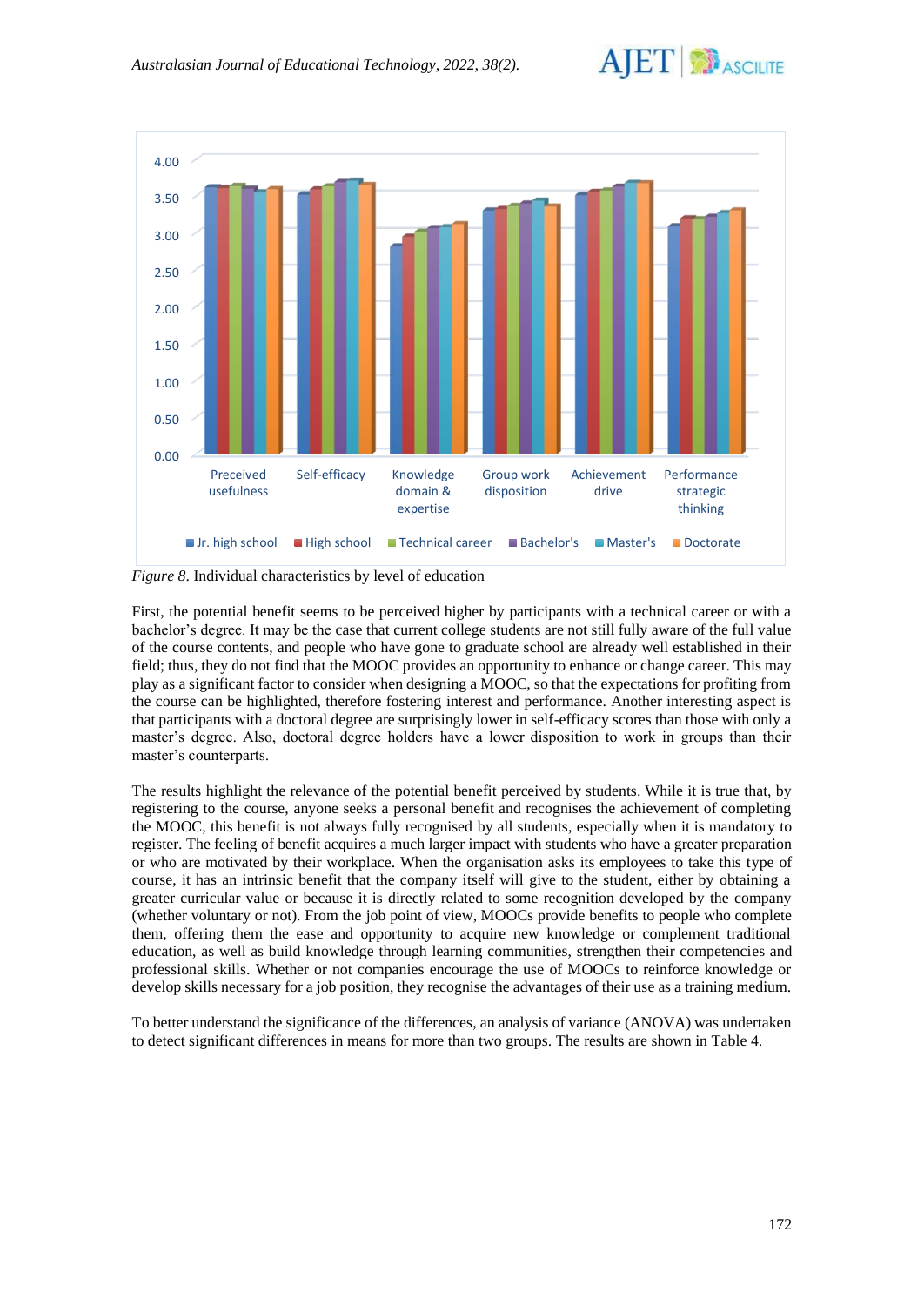*Figure 8*. Individual characteristics by level of education

First, the potential benefit seems to be perceived higher by participants with a technical career or with a bachelor's degree. It may be the case that current college students are not still fully aware of the full value of the course contents, and people who have gone to graduate school are already well established in their field; thus, they do not find that the MOOC provides an opportunity to enhance or change career. This may play as a significant factor to consider when designing a MOOC, so that the expectations for profiting from the course can be highlighted, therefore fostering interest and performance. Another interesting aspect is that participants with a doctoral degree are surprisingly lower in self-efficacy scores than those with only a master's degree. Also, doctoral degree holders have a lower disposition to work in groups than their master's counterparts.

The results highlight the relevance of the potential benefit perceived by students. While it is true that, by registering to the course, anyone seeks a personal benefit and recognises the achievement of completing the MOOC, this benefit is not always fully recognised by all students, especially when it is mandatory to register. The feeling of benefit acquires a much larger impact with students who have a greater preparation or who are motivated by their workplace. When the organisation asks its employees to take this type of course, it has an intrinsic benefit that the company itself will give to the student, either by obtaining a greater curricular value or because it is directly related to some recognition developed by the company (whether voluntary or not). From the job point of view, MOOCs provide benefits to people who complete them, offering them the ease and opportunity to acquire new knowledge or complement traditional education, as well as build knowledge through learning communities, strengthen their competencies and professional skills. Whether or not companies encourage the use of MOOCs to reinforce knowledge or develop skills necessary for a job position, they recognise the advantages of their use as a training medium.

To better understand the significance of the differences, an analysis of variance (ANOVA) was undertaken to detect significant differences in means for more than two groups. The results are shown in Table 4.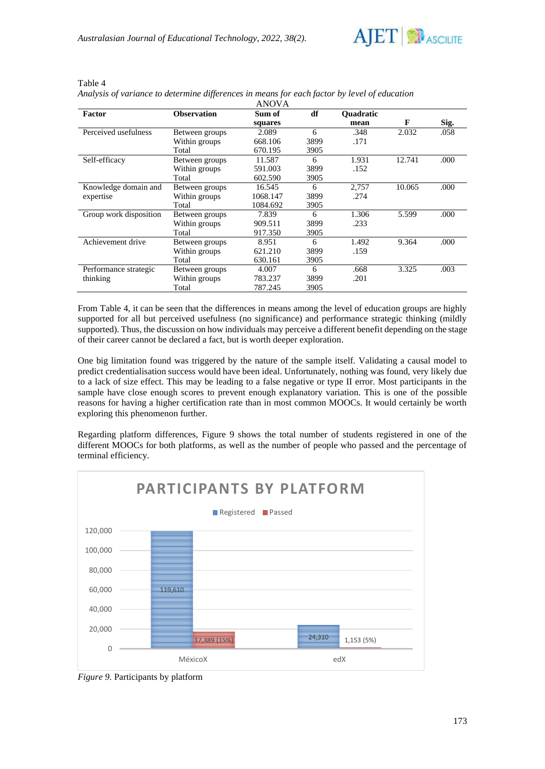Table 4
*Analysis of variance to determine differences in means for each factor by level of education*

ANOVA

| Factor | Observation | Sum of squares | df | Quadratic mean | F | Sig. |
|---|---|---|---|---|---|---|
| Perceived usefulness | Between groups | 2.089 | 6 | .348 | 2.032 | .058 |
| | Within groups | 668.106 | 3899 | .171 | | |
| | Total | 670.195 | 3905 | | | |
| Self-efficacy | Between groups | 11.587 | 6 | 1.931 | 12.741 | .000 |
| | Within groups | 591.003 | 3899 | .152 | | |
| | Total | 602.590 | 3905 | | | |
| Knowledge domain and expertise | Between groups | 16.545 | 6 | 2,757 | 10.065 | .000 |
| | Within groups | 1068.147 | 3899 | .274 | | |
| | Total | 1084.692 | 3905 | | | |
| Group work disposition | Between groups | 7.839 | 6 | 1.306 | 5.599 | .000 |
| | Within groups | 909.511 | 3899 | .233 | | |
| | Total | 917.350 | 3905 | | | |
| Achievement drive | Between groups | 8.951 | 6 | 1.492 | 9.364 | .000 |
| | Within groups | 621.210 | 3899 | .159 | | |
| | Total | 630.161 | 3905 | | | |
| Performance strategic thinking | Between groups | 4.007 | 6 | .668 | 3.325 | .003 |
| | Within groups | 783.237 | 3899 | .201 | | |
| | Total | 787.245 | 3905 | | | |

From Table 4, it can be seen that the differences in means among the level of education groups are highly supported for all but perceived usefulness (no significance) and performance strategic thinking (mildly supported). Thus, the discussion on how individuals may perceive a different benefit depending on the stage of their career cannot be declared a fact, but is worth deeper exploration.

One big limitation found was triggered by the nature of the sample itself. Validating a causal model to predict credentialisation success would have been ideal. Unfortunately, nothing was found, very likely due to a lack of size effect. This may be leading to a false negative or type II error. Most participants in the sample have close enough scores to prevent enough explanatory variation. This is one of the possible reasons for having a higher certification rate than in most common MOOCs. It would certainly be worth exploring this phenomenon further.

Regarding platform differences, Figure 9 shows the total number of students registered in one of the different MOOCs for both platforms, as well as the number of people who passed and the percentage of terminal efficiency.

*Figure 9.* Participants by platform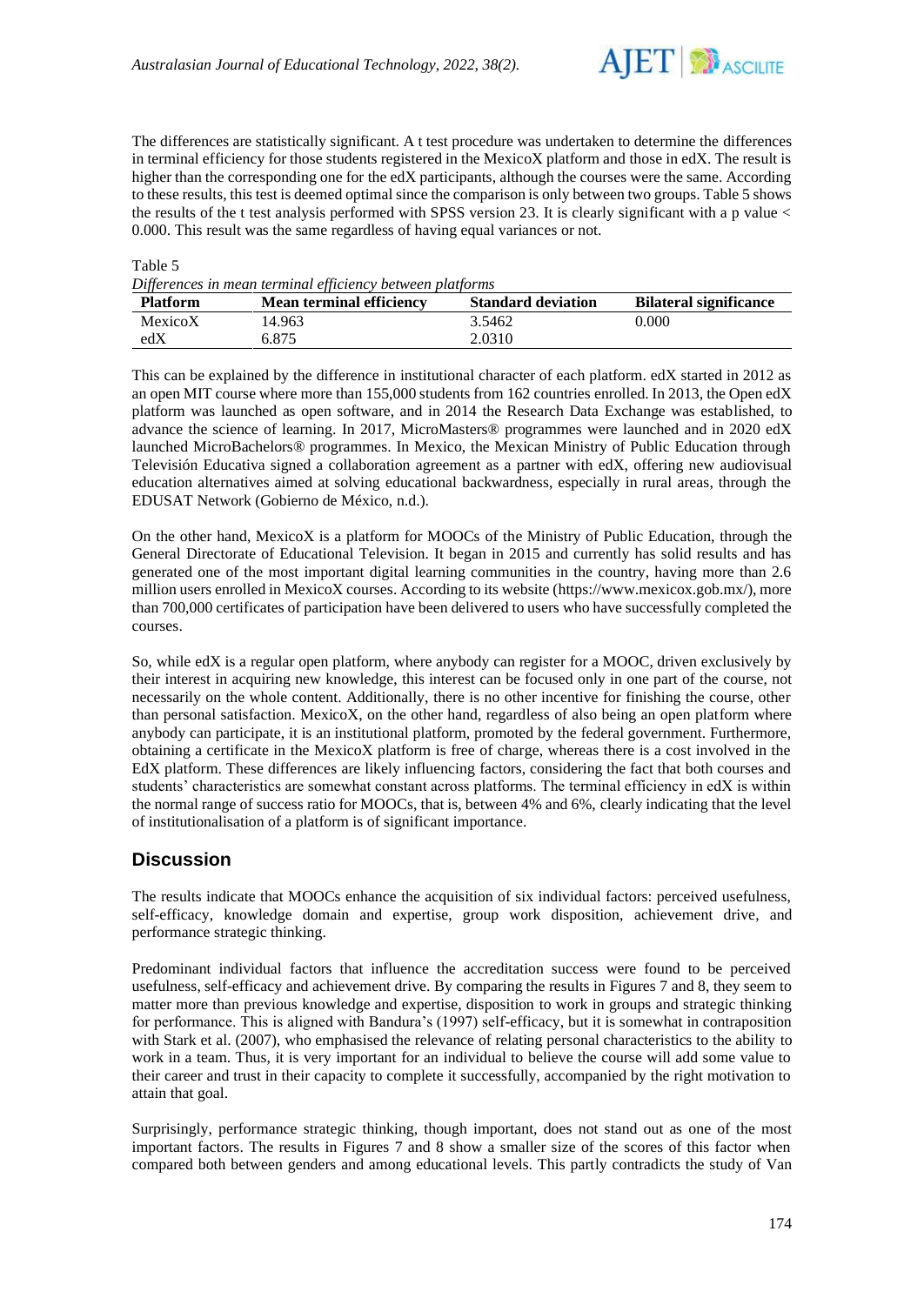The differences are statistically significant. A t test procedure was undertaken to determine the differences in terminal efficiency for those students registered in the MexicoX platform and those in edX. The result is higher than the corresponding one for the edX participants, although the courses were the same. According to these results, this test is deemed optimal since the comparison is only between two groups. Table 5 shows the results of the t test analysis performed with SPSS version 23. It is clearly significant with a p value < 0.000. This result was the same regardless of having equal variances or not.

Table 5
*Differences in mean terminal efficiency between platforms*

| Platform | Mean terminal efficiency | Standard deviation | Bilateral significance |
|---|---|---|---|
| MexicoX | 14.963 | 3.5462 | 0.000 |
| edX | 6.875 | 2.0310 | |

This can be explained by the difference in institutional character of each platform. edX started in 2012 as an open MIT course where more than 155,000 students from 162 countries enrolled. In 2013, the Open edX platform was launched as open software, and in 2014 the Research Data Exchange was established, to advance the science of learning. In 2017, MicroMasters® programmes were launched and in 2020 edX launched MicroBachelors® programmes. In Mexico, the Mexican Ministry of Public Education through Televisión Educativa signed a collaboration agreement as a partner with edX, offering new audiovisual education alternatives aimed at solving educational backwardness, especially in rural areas, through the EDUSAT Network (Gobierno de México, n.d.).

On the other hand, MexicoX is a platform for MOOCs of the Ministry of Public Education, through the General Directorate of Educational Television. It began in 2015 and currently has solid results and has generated one of the most important digital learning communities in the country, having more than 2.6 million users enrolled in MexicoX courses. According to its website (https://www.mexicox.gob.mx/), more than 700,000 certificates of participation have been delivered to users who have successfully completed the courses.

So, while edX is a regular open platform, where anybody can register for a MOOC, driven exclusively by their interest in acquiring new knowledge, this interest can be focused only in one part of the course, not necessarily on the whole content. Additionally, there is no other incentive for finishing the course, other than personal satisfaction. MexicoX, on the other hand, regardless of also being an open platform where anybody can participate, it is an institutional platform, promoted by the federal government. Furthermore, obtaining a certificate in the MexicoX platform is free of charge, whereas there is a cost involved in the EdX platform. These differences are likely influencing factors, considering the fact that both courses and students' characteristics are somewhat constant across platforms. The terminal efficiency in edX is within the normal range of success ratio for MOOCs, that is, between 4% and 6%, clearly indicating that the level of institutionalisation of a platform is of significant importance.

## Discussion

The results indicate that MOOCs enhance the acquisition of six individual factors: perceived usefulness, self-efficacy, knowledge domain and expertise, group work disposition, achievement drive, and performance strategic thinking.

Predominant individual factors that influence the accreditation success were found to be perceived usefulness, self-efficacy and achievement drive. By comparing the results in Figures 7 and 8, they seem to matter more than previous knowledge and expertise, disposition to work in groups and strategic thinking for performance. This is aligned with Bandura's (1997) self-efficacy, but it is somewhat in contraposition with Stark et al. (2007), who emphasised the relevance of relating personal characteristics to the ability to work in a team. Thus, it is very important for an individual to believe the course will add some value to their career and trust in their capacity to complete it successfully, accompanied by the right motivation to attain that goal.

Surprisingly, performance strategic thinking, though important, does not stand out as one of the most important factors. The results in Figures 7 and 8 show a smaller size of the scores of this factor when compared both between genders and among educational levels. This partly contradicts the study of Van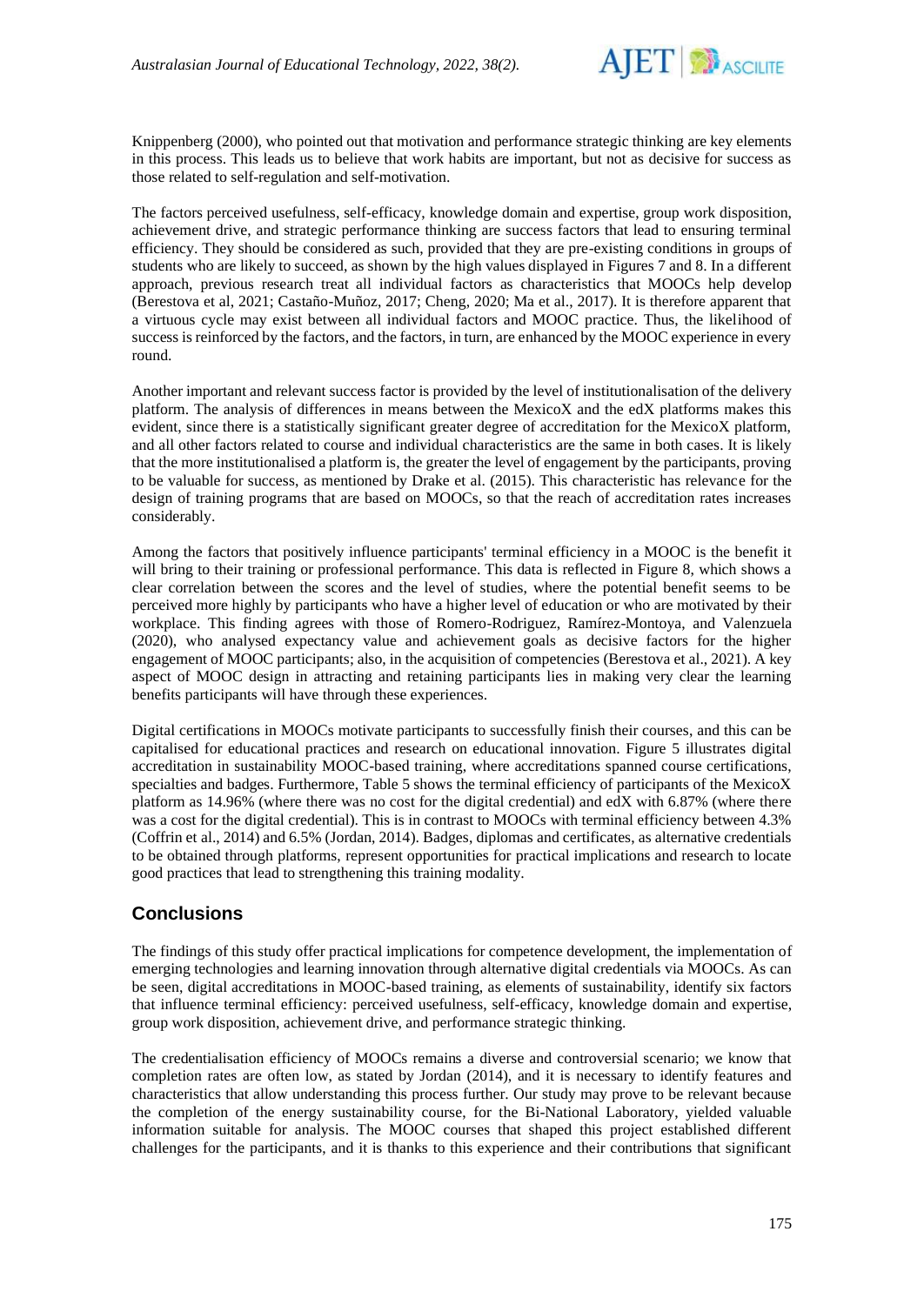Knippenberg (2000), who pointed out that motivation and performance strategic thinking are key elements in this process. This leads us to believe that work habits are important, but not as decisive for success as those related to self-regulation and self-motivation.

The factors perceived usefulness, self-efficacy, knowledge domain and expertise, group work disposition, achievement drive, and strategic performance thinking are success factors that lead to ensuring terminal efficiency. They should be considered as such, provided that they are pre-existing conditions in groups of students who are likely to succeed, as shown by the high values displayed in Figures 7 and 8. In a different approach, previous research treat all individual factors as characteristics that MOOCs help develop (Berestova et al, 2021; Castaño-Muñoz, 2017; Cheng, 2020; Ma et al., 2017). It is therefore apparent that a virtuous cycle may exist between all individual factors and MOOC practice. Thus, the likelihood of success is reinforced by the factors, and the factors, in turn, are enhanced by the MOOC experience in every round.

Another important and relevant success factor is provided by the level of institutionalisation of the delivery platform. The analysis of differences in means between the MexicoX and the edX platforms makes this evident, since there is a statistically significant greater degree of accreditation for the MexicoX platform, and all other factors related to course and individual characteristics are the same in both cases. It is likely that the more institutionalised a platform is, the greater the level of engagement by the participants, proving to be valuable for success, as mentioned by Drake et al. (2015). This characteristic has relevance for the design of training programs that are based on MOOCs, so that the reach of accreditation rates increases considerably.

Among the factors that positively influence participants' terminal efficiency in a MOOC is the benefit it will bring to their training or professional performance. This data is reflected in Figure 8, which shows a clear correlation between the scores and the level of studies, where the potential benefit seems to be perceived more highly by participants who have a higher level of education or who are motivated by their workplace. This finding agrees with those of Romero-Rodriguez, Ramírez-Montoya, and Valenzuela (2020), who analysed expectancy value and achievement goals as decisive factors for the higher engagement of MOOC participants; also, in the acquisition of competencies (Berestova et al., 2021). A key aspect of MOOC design in attracting and retaining participants lies in making very clear the learning benefits participants will have through these experiences.

Digital certifications in MOOCs motivate participants to successfully finish their courses, and this can be capitalised for educational practices and research on educational innovation. Figure 5 illustrates digital accreditation in sustainability MOOC-based training, where accreditations spanned course certifications, specialties and badges. Furthermore, Table 5 shows the terminal efficiency of participants of the MexicoX platform as 14.96% (where there was no cost for the digital credential) and edX with 6.87% (where there was a cost for the digital credential). This is in contrast to MOOCs with terminal efficiency between 4.3% (Coffrin et al., 2014) and 6.5% (Jordan, 2014). Badges, diplomas and certificates, as alternative credentials to be obtained through platforms, represent opportunities for practical implications and research to locate good practices that lead to strengthening this training modality.

## Conclusions

The findings of this study offer practical implications for competence development, the implementation of emerging technologies and learning innovation through alternative digital credentials via MOOCs. As can be seen, digital accreditations in MOOC-based training, as elements of sustainability, identify six factors that influence terminal efficiency: perceived usefulness, self-efficacy, knowledge domain and expertise, group work disposition, achievement drive, and performance strategic thinking.

The credentialisation efficiency of MOOCs remains a diverse and controversial scenario; we know that completion rates are often low, as stated by Jordan (2014), and it is necessary to identify features and characteristics that allow understanding this process further. Our study may prove to be relevant because the completion of the energy sustainability course, for the Bi-National Laboratory, yielded valuable information suitable for analysis. The MOOC courses that shaped this project established different challenges for the participants, and it is thanks to this experience and their contributions that significant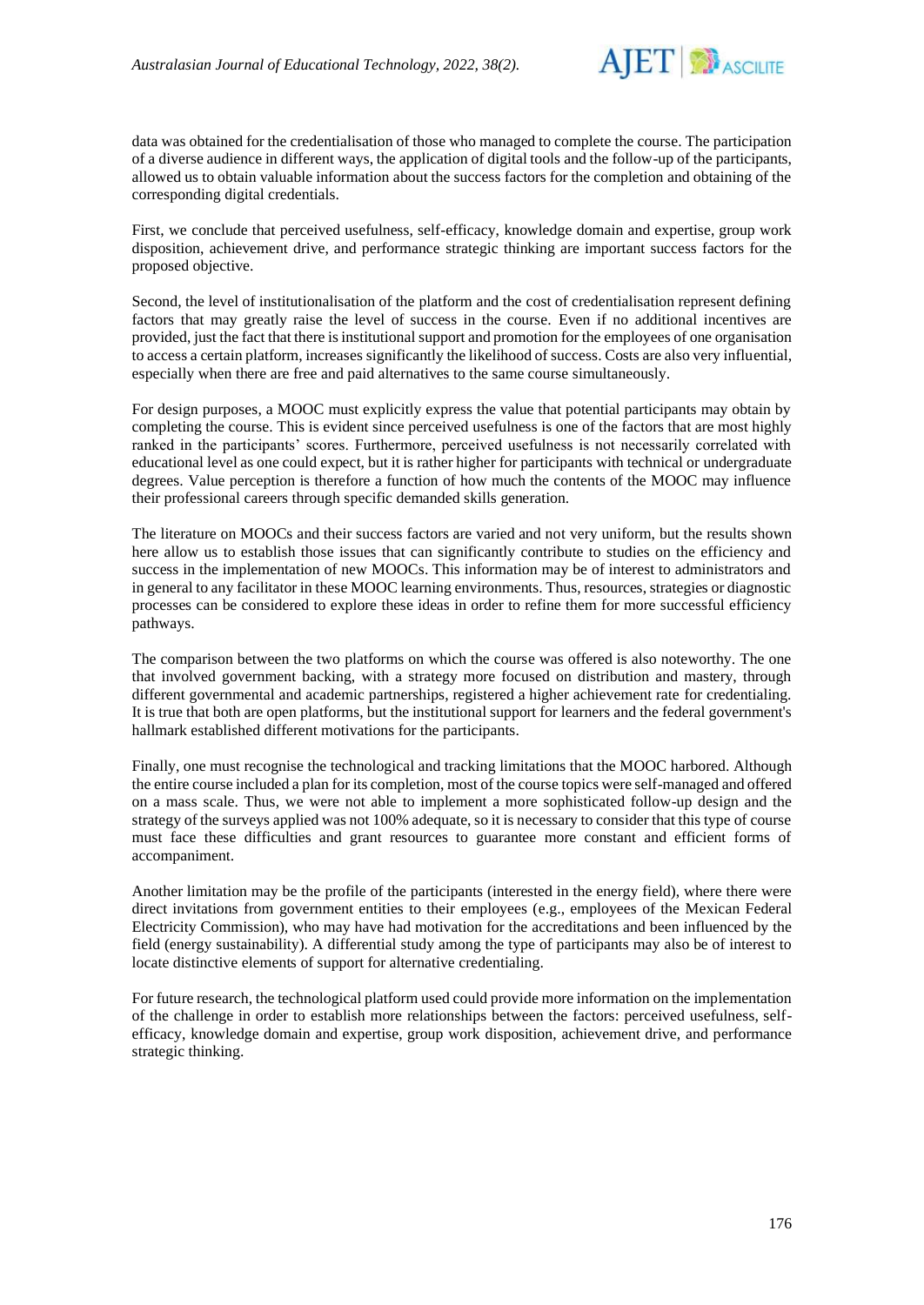data was obtained for the credentialisation of those who managed to complete the course. The participation of a diverse audience in different ways, the application of digital tools and the follow-up of the participants, allowed us to obtain valuable information about the success factors for the completion and obtaining of the corresponding digital credentials.

First, we conclude that perceived usefulness, self-efficacy, knowledge domain and expertise, group work disposition, achievement drive, and performance strategic thinking are important success factors for the proposed objective.

Second, the level of institutionalisation of the platform and the cost of credentialisation represent defining factors that may greatly raise the level of success in the course. Even if no additional incentives are provided, just the fact that there is institutional support and promotion for the employees of one organisation to access a certain platform, increases significantly the likelihood of success. Costs are also very influential, especially when there are free and paid alternatives to the same course simultaneously.

For design purposes, a MOOC must explicitly express the value that potential participants may obtain by completing the course. This is evident since perceived usefulness is one of the factors that are most highly ranked in the participants' scores. Furthermore, perceived usefulness is not necessarily correlated with educational level as one could expect, but it is rather higher for participants with technical or undergraduate degrees. Value perception is therefore a function of how much the contents of the MOOC may influence their professional careers through specific demanded skills generation.

The literature on MOOCs and their success factors are varied and not very uniform, but the results shown here allow us to establish those issues that can significantly contribute to studies on the efficiency and success in the implementation of new MOOCs. This information may be of interest to administrators and in general to any facilitator in these MOOC learning environments. Thus, resources, strategies or diagnostic processes can be considered to explore these ideas in order to refine them for more successful efficiency pathways.

The comparison between the two platforms on which the course was offered is also noteworthy. The one that involved government backing, with a strategy more focused on distribution and mastery, through different governmental and academic partnerships, registered a higher achievement rate for credentialing. It is true that both are open platforms, but the institutional support for learners and the federal government's hallmark established different motivations for the participants.

Finally, one must recognise the technological and tracking limitations that the MOOC harbored. Although the entire course included a plan for its completion, most of the course topics were self-managed and offered on a mass scale. Thus, we were not able to implement a more sophisticated follow-up design and the strategy of the surveys applied was not 100% adequate, so it is necessary to consider that this type of course must face these difficulties and grant resources to guarantee more constant and efficient forms of accompaniment.

Another limitation may be the profile of the participants (interested in the energy field), where there were direct invitations from government entities to their employees (e.g., employees of the Mexican Federal Electricity Commission), who may have had motivation for the accreditations and been influenced by the field (energy sustainability). A differential study among the type of participants may also be of interest to locate distinctive elements of support for alternative credentialing.

For future research, the technological platform used could provide more information on the implementation of the challenge in order to establish more relationships between the factors: perceived usefulness, self-efficacy, knowledge domain and expertise, group work disposition, achievement drive, and performance strategic thinking.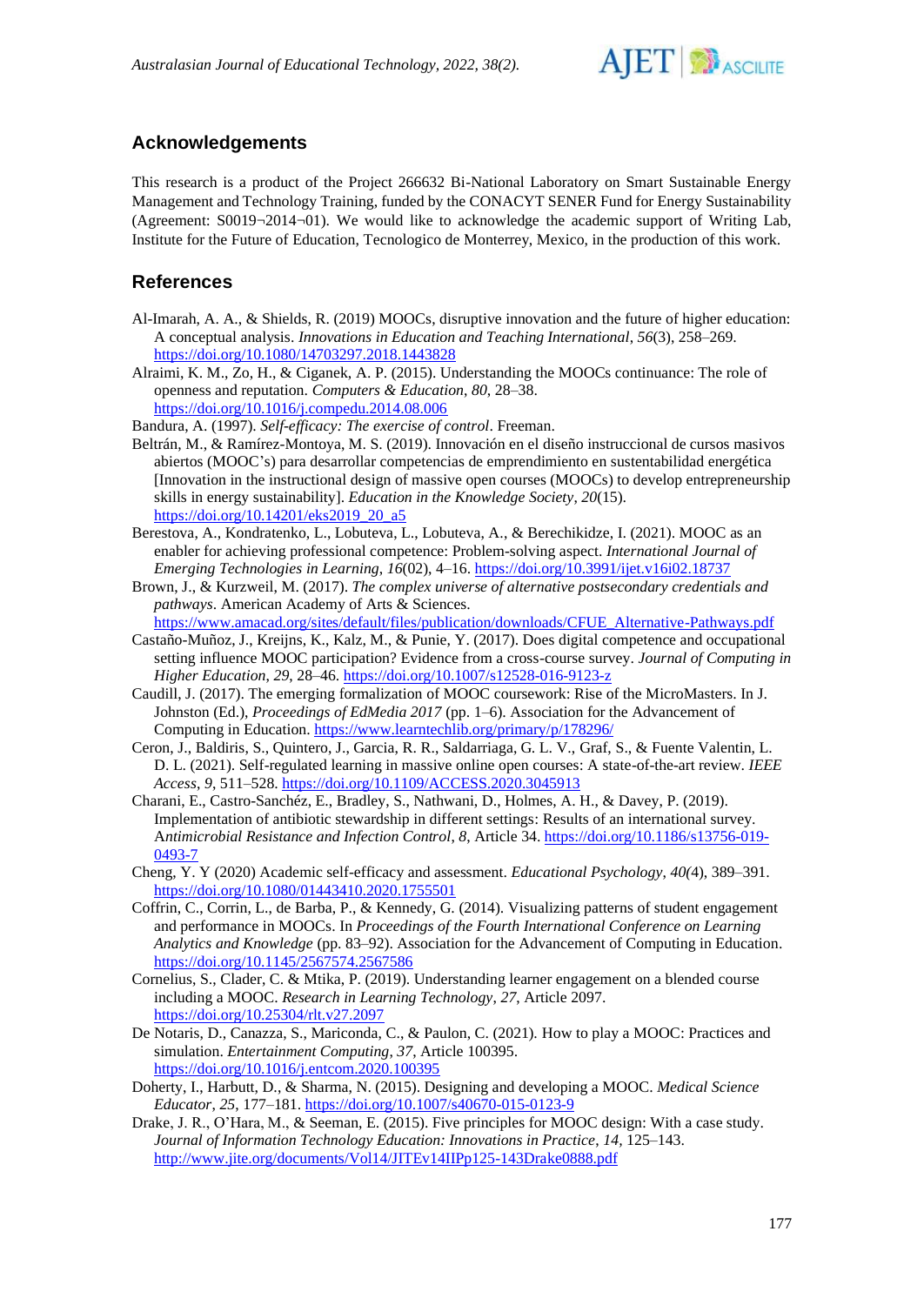## Acknowledgements

This research is a product of the Project 266632 Bi-National Laboratory on Smart Sustainable Energy Management and Technology Training, funded by the CONACYT SENER Fund for Energy Sustainability (Agreement: S0019¬2014¬01). We would like to acknowledge the academic support of Writing Lab, Institute for the Future of Education, Tecnologico de Monterrey, Mexico, in the production of this work.

## References

Al-Imarah, A. A., & Shields, R. (2019) MOOCs, disruptive innovation and the future of higher education: A conceptual analysis. *Innovations in Education and Teaching International*, *56*(3), 258–269. https://doi.org/10.1080/14703297.2018.1443828

Alraimi, K. M., Zo, H., & Ciganek, A. P. (2015). Understanding the MOOCs continuance: The role of openness and reputation. *Computers & Education*, *80*, 28–38. https://doi.org/10.1016/j.compedu.2014.08.006

Bandura, A. (1997). *Self-efficacy: The exercise of control*. Freeman.

Beltrán, M., & Ramírez-Montoya, M. S. (2019). Innovación en el diseño instruccional de cursos masivos abiertos (MOOC's) para desarrollar competencias de emprendimiento en sustentabilidad energética [Innovation in the instructional design of massive open courses (MOOCs) to develop entrepreneurship skills in energy sustainability]. *Education in the Knowledge Society*, *20*(15). https://doi.org/10.14201/eks2019_20_a5

Berestova, A., Kondratenko, L., Lobuteva, L., Lobuteva, A., & Berechikidze, I. (2021). MOOC as an enabler for achieving professional competence: Problem-solving aspect. *International Journal of Emerging Technologies in Learning*, *16*(02), 4–16. https://doi.org/10.3991/ijet.v16i02.18737

Brown, J., & Kurzweil, M. (2017). *The complex universe of alternative postsecondary credentials and pathways*. American Academy of Arts & Sciences. https://www.amacad.org/sites/default/files/publication/downloads/CFUE_Alternative-Pathways.pdf

Castaño-Muñoz, J., Kreijns, K., Kalz, M., & Punie, Y. (2017). Does digital competence and occupational setting influence MOOC participation? Evidence from a cross-course survey. *Journal of Computing in Higher Education*, *29*, 28–46. https://doi.org/10.1007/s12528-016-9123-z

Caudill, J. (2017). The emerging formalization of MOOC coursework: Rise of the MicroMasters. In J. Johnston (Ed.), *Proceedings of EdMedia 2017* (pp. 1–6). Association for the Advancement of Computing in Education. https://www.learntechlib.org/primary/p/178296/

Ceron, J., Baldiris, S., Quintero, J., Garcia, R. R., Saldarriaga, G. L. V., Graf, S., & Fuente Valentin, L. D. L. (2021). Self-regulated learning in massive online open courses: A state-of-the-art review. *IEEE Access*, *9*, 511–528. https://doi.org/10.1109/ACCESS.2020.3045913

Charani, E., Castro-Sanchéz, E., Bradley, S., Nathwani, D., Holmes, A. H., & Davey, P. (2019). Implementation of antibiotic stewardship in different settings: Results of an international survey. *Antimicrobial Resistance and Infection Control*, *8*, Article 34. https://doi.org/10.1186/s13756-019-0493-7

Cheng, Y. Y (2020) Academic self-efficacy and assessment. *Educational Psychology*, *40(*4), 389–391. https://doi.org/10.1080/01443410.2020.1755501

Coffrin, C., Corrin, L., de Barba, P., & Kennedy, G. (2014). Visualizing patterns of student engagement and performance in MOOCs. In *Proceedings of the Fourth International Conference on Learning Analytics and Knowledge* (pp. 83–92). Association for the Advancement of Computing in Education. https://doi.org/10.1145/2567574.2567586

Cornelius, S., Clader, C. & Mtika, P. (2019). Understanding learner engagement on a blended course including a MOOC. *Research in Learning Technology*, *27*, Article 2097. https://doi.org/10.25304/rlt.v27.2097

De Notaris, D., Canazza, S., Mariconda, C., & Paulon, C. (2021). How to play a MOOC: Practices and simulation. *Entertainment Computing*, *37*, Article 100395. https://doi.org/10.1016/j.entcom.2020.100395

Doherty, I., Harbutt, D., & Sharma, N. (2015). Designing and developing a MOOC. *Medical Science Educator*, *25*, 177–181. https://doi.org/10.1007/s40670-015-0123-9

Drake, J. R., O'Hara, M., & Seeman, E. (2015). Five principles for MOOC design: With a case study. *Journal of Information Technology Education: Innovations in Practice*, *14*, 125–143. http://www.jite.org/documents/Vol14/JITEv14IIPp125-143Drake0888.pdf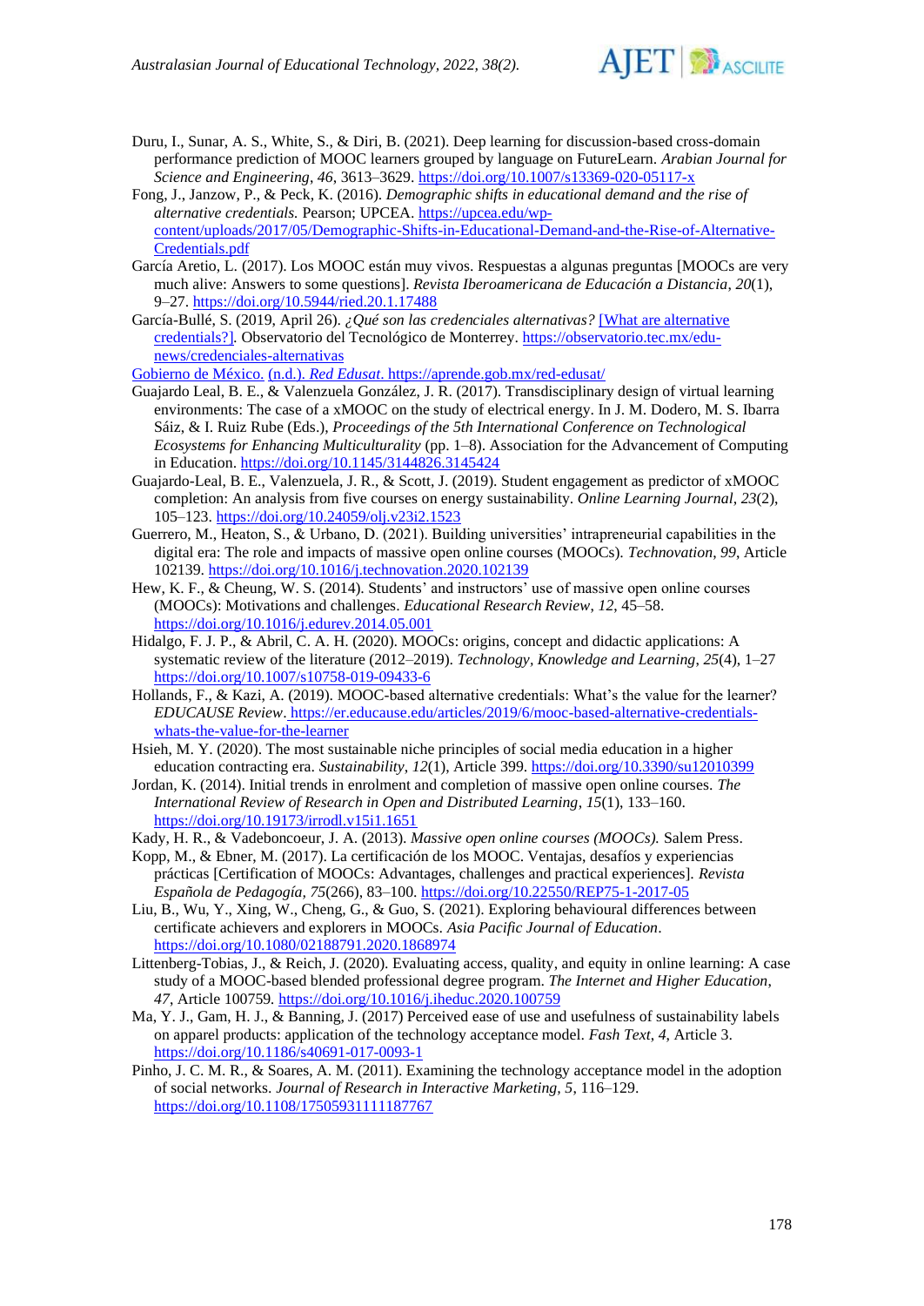Duru, I., Sunar, A. S., White, S., & Diri, B. (2021). Deep learning for discussion-based cross-domain performance prediction of MOOC learners grouped by language on FutureLearn. *Arabian Journal for Science and Engineering*, *46*, 3613–3629. https://doi.org/10.1007/s13369-020-05117-x

Fong, J., Janzow, P., & Peck, K. (2016). *Demographic shifts in educational demand and the rise of alternative credentials.* Pearson; UPCEA. https://upcea.edu/wp-content/uploads/2017/05/Demographic-Shifts-in-Educational-Demand-and-the-Rise-of-Alternative-Credentials.pdf

García Aretio, L. (2017). Los MOOC están muy vivos. Respuestas a algunas preguntas [MOOCs are very much alive: Answers to some questions]. *Revista Iberoamericana de Educación a Distancia*, *20*(1), 9–27. https://doi.org/10.5944/ried.20.1.17488

García-Bullé, S. (2019, April 26). *¿Qué son las credenciales alternativas?* [What are alternative credentials?]. Observatorio del Tecnológico de Monterrey. https://observatorio.tec.mx/edu-news/credenciales-alternativas

Gobierno de México. (n.d.). *Red Edusat*. https://aprende.gob.mx/red-edusat/

Guajardo Leal, B. E., & Valenzuela González, J. R. (2017). Transdisciplinary design of virtual learning environments: The case of a xMOOC on the study of electrical energy. In J. M. Dodero, M. S. Ibarra Sáiz, & I. Ruiz Rube (Eds.), *Proceedings of the 5th International Conference on Technological Ecosystems for Enhancing Multiculturality* (pp. 1–8). Association for the Advancement of Computing in Education. https://doi.org/10.1145/3144826.3145424

Guajardo-Leal, B. E., Valenzuela, J. R., & Scott, J. (2019). Student engagement as predictor of xMOOC completion: An analysis from five courses on energy sustainability. *Online Learning Journal*, *23*(2), 105–123. https://doi.org/10.24059/olj.v23i2.1523

Guerrero, M., Heaton, S., & Urbano, D. (2021). Building universities' intrapreneurial capabilities in the digital era: The role and impacts of massive open online courses (MOOCs). *Technovation*, *99*, Article 102139. https://doi.org/10.1016/j.technovation.2020.102139

Hew, K. F., & Cheung, W. S. (2014). Students' and instructors' use of massive open online courses (MOOCs): Motivations and challenges. *Educational Research Review*, *12*, 45–58. https://doi.org/10.1016/j.edurev.2014.05.001

Hidalgo, F. J. P., & Abril, C. A. H. (2020). MOOCs: origins, concept and didactic applications: A systematic review of the literature (2012–2019). *Technology, Knowledge and Learning*, *25*(4), 1–27 https://doi.org/10.1007/s10758-019-09433-6

Hollands, F., & Kazi, A. (2019). MOOC-based alternative credentials: What's the value for the learner? *EDUCAUSE Review*. https://er.educause.edu/articles/2019/6/mooc-based-alternative-credentials-whats-the-value-for-the-learner

Hsieh, M. Y. (2020). The most sustainable niche principles of social media education in a higher education contracting era. *Sustainability*, *12*(1), Article 399. https://doi.org/10.3390/su12010399

Jordan, K. (2014). Initial trends in enrolment and completion of massive open online courses. *The International Review of Research in Open and Distributed Learning*, *15*(1), 133–160. https://doi.org/10.19173/irrodl.v15i1.1651

Kady, H. R., & Vadeboncoeur, J. A. (2013). *Massive open online courses (MOOCs).* Salem Press.

Kopp, M., & Ebner, M. (2017). La certificación de los MOOC. Ventajas, desafíos y experiencias prácticas [Certification of MOOCs: Advantages, challenges and practical experiences]. *Revista Española de Pedagogía, 75*(266), 83–100. https://doi.org/10.22550/REP75-1-2017-05

Liu, B., Wu, Y., Xing, W., Cheng, G., & Guo, S. (2021). Exploring behavioural differences between certificate achievers and explorers in MOOCs. *Asia Pacific Journal of Education*. https://doi.org/10.1080/02188791.2020.1868974

Littenberg-Tobias, J., & Reich, J. (2020). Evaluating access, quality, and equity in online learning: A case study of a MOOC-based blended professional degree program. *The Internet and Higher Education*, *47*, Article 100759. https://doi.org/10.1016/j.iheduc.2020.100759

Ma, Y. J., Gam, H. J., & Banning, J. (2017) Perceived ease of use and usefulness of sustainability labels on apparel products: application of the technology acceptance model. *Fash Text, 4*, Article 3. https://doi.org/10.1186/s40691-017-0093-1

Pinho, J. C. M. R., & Soares, A. M. (2011). Examining the technology acceptance model in the adoption of social networks. *Journal of Research in Interactive Marketing, 5*, 116–129. https://doi.org/10.1108/17505931111187767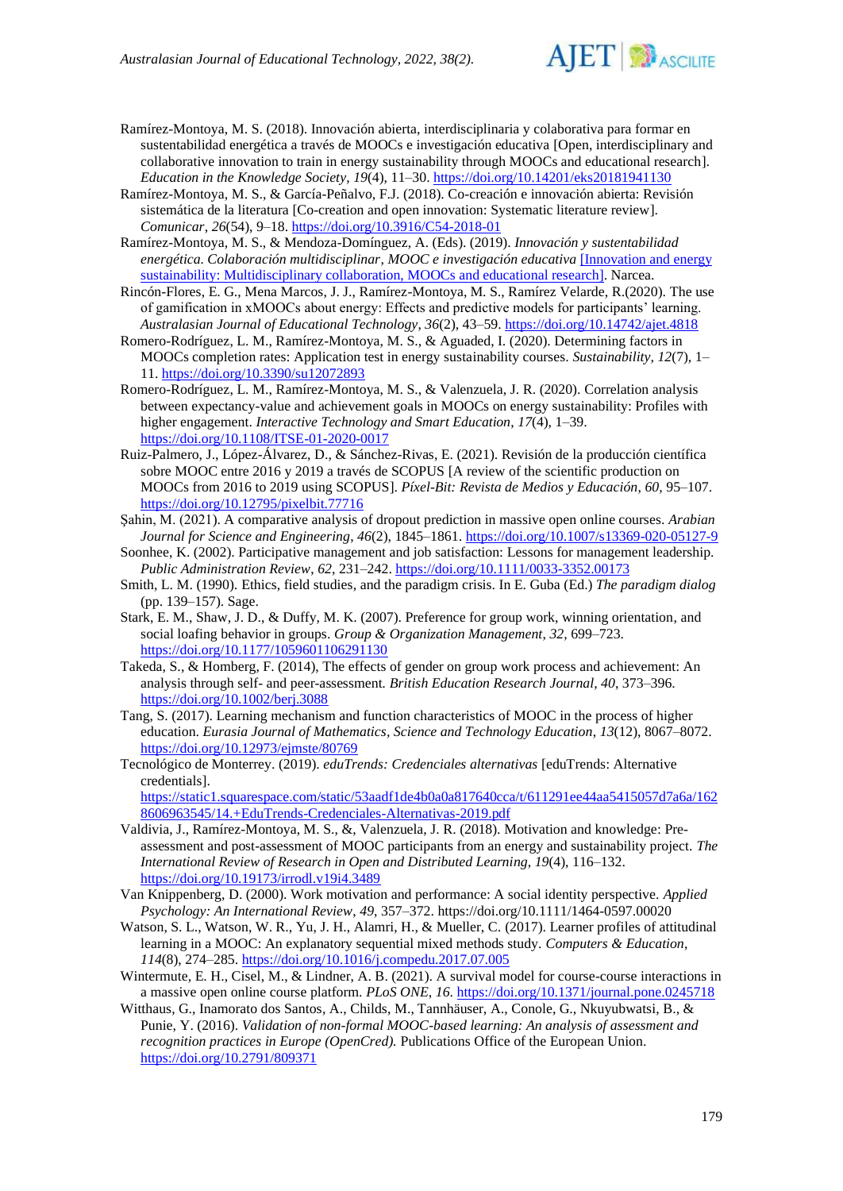Ramírez-Montoya, M. S. (2018). Innovación abierta, interdisciplinaria y colaborativa para formar en sustentabilidad energética a través de MOOCs e investigación educativa [Open, interdisciplinary and collaborative innovation to train in energy sustainability through MOOCs and educational research]. *Education in the Knowledge Society*, *19*(4), 11–30. https://doi.org/10.14201/eks20181941130

Ramírez-Montoya, M. S., & García-Peñalvo, F.J. (2018). Co-creación e innovación abierta: Revisión sistemática de la literatura [Co-creation and open innovation: Systematic literature review]. *Comunicar*, *26*(54), 9–18. https://doi.org/10.3916/C54-2018-01

Ramírez-Montoya, M. S., & Mendoza-Domínguez, A. (Eds). (2019). *Innovación y sustentabilidad energética. Colaboración multidisciplinar, MOOC e investigación educativa* [Innovation and energy sustainability: Multidisciplinary collaboration, MOOCs and educational research]. Narcea.

Rincón-Flores, E. G., Mena Marcos, J. J., Ramírez-Montoya, M. S., Ramírez Velarde, R.(2020). The use of gamification in xMOOCs about energy: Effects and predictive models for participants' learning. *Australasian Journal of Educational Technology*, *36*(2), 43–59. https://doi.org/10.14742/ajet.4818

Romero-Rodríguez, L. M., Ramírez-Montoya, M. S., & Aguaded, I. (2020). Determining factors in MOOCs completion rates: Application test in energy sustainability courses. *Sustainability, 12*(7), 1–11. https://doi.org/10.3390/su12072893

Romero-Rodríguez, L. M., Ramírez-Montoya, M. S., & Valenzuela, J. R. (2020). Correlation analysis between expectancy-value and achievement goals in MOOCs on energy sustainability: Profiles with higher engagement. *Interactive Technology and Smart Education*, *17*(4), 1–39. https://doi.org/10.1108/ITSE-01-2020-0017

Ruiz-Palmero, J., López-Álvarez, D., & Sánchez-Rivas, E. (2021). Revisión de la producción científica sobre MOOC entre 2016 y 2019 a través de SCOPUS [A review of the scientific production on MOOCs from 2016 to 2019 using SCOPUS]. *Píxel-Bit: Revista de Medios y Educación*, *60*, 95–107. https://doi.org/10.12795/pixelbit.77716

Şahin, M. (2021). A comparative analysis of dropout prediction in massive open online courses. *Arabian Journal for Science and Engineering*, *46*(2), 1845–1861. https://doi.org/10.1007/s13369-020-05127-9

Soonhee, K. (2002). Participative management and job satisfaction: Lessons for management leadership. *Public Administration Review*, *62*, 231–242. https://doi.org/10.1111/0033-3352.00173

Smith, L. M. (1990). Ethics, field studies, and the paradigm crisis. In E. Guba (Ed.) *The paradigm dialog* (pp. 139–157). Sage.

Stark, E. M., Shaw, J. D., & Duffy, M. K. (2007). Preference for group work, winning orientation, and social loafing behavior in groups. *Group & Organization Management*, *32*, 699–723. https://doi.org/10.1177/1059601106291130

Takeda, S., & Homberg, F. (2014), The effects of gender on group work process and achievement: An analysis through self- and peer-assessment. *British Education Research Journal*, *40*, 373–396. https://doi.org/10.1002/berj.3088

Tang, S. (2017). Learning mechanism and function characteristics of MOOC in the process of higher education. *Eurasia Journal of Mathematics, Science and Technology Education*, *13*(12), 8067–8072. https://doi.org/10.12973/ejmste/80769

Tecnológico de Monterrey. (2019). *eduTrends: Credenciales alternativas* [eduTrends: Alternative credentials]. https://static1.squarespace.com/static/53aadf1de4b0a0a817640cca/t/611291ee44aa5415057d7a6a/1628606963545/14.+EduTrends-Credenciales-Alternativas-2019.pdf

Valdivia, J., Ramírez-Montoya, M. S., &, Valenzuela, J. R. (2018). Motivation and knowledge: Pre-assessment and post-assessment of MOOC participants from an energy and sustainability project. *The International Review of Research in Open and Distributed Learning*, *19*(4), 116–132. https://doi.org/10.19173/irrodl.v19i4.3489

Van Knippenberg, D. (2000). Work motivation and performance: A social identity perspective. *Applied Psychology: An International Review*, *49*, 357–372. https://doi.org/10.1111/1464-0597.00020

Watson, S. L., Watson, W. R., Yu, J. H., Alamri, H., & Mueller, C. (2017). Learner profiles of attitudinal learning in a MOOC: An explanatory sequential mixed methods study. *Computers & Education*, *114*(8), 274–285. https://doi.org/10.1016/j.compedu.2017.07.005

Wintermute, E. H., Cisel, M., & Lindner, A. B. (2021). A survival model for course-course interactions in a massive open online course platform. *PLoS ONE*, *16*. https://doi.org/10.1371/journal.pone.0245718

Witthaus, G., Inamorato dos Santos, A., Childs, M., Tannhäuser, A., Conole, G., Nkuyubwatsi, B., & Punie, Y. (2016). *Validation of non-formal MOOC-based learning: An analysis of assessment and recognition practices in Europe (OpenCred).* Publications Office of the European Union. https://doi.org/10.2791/809371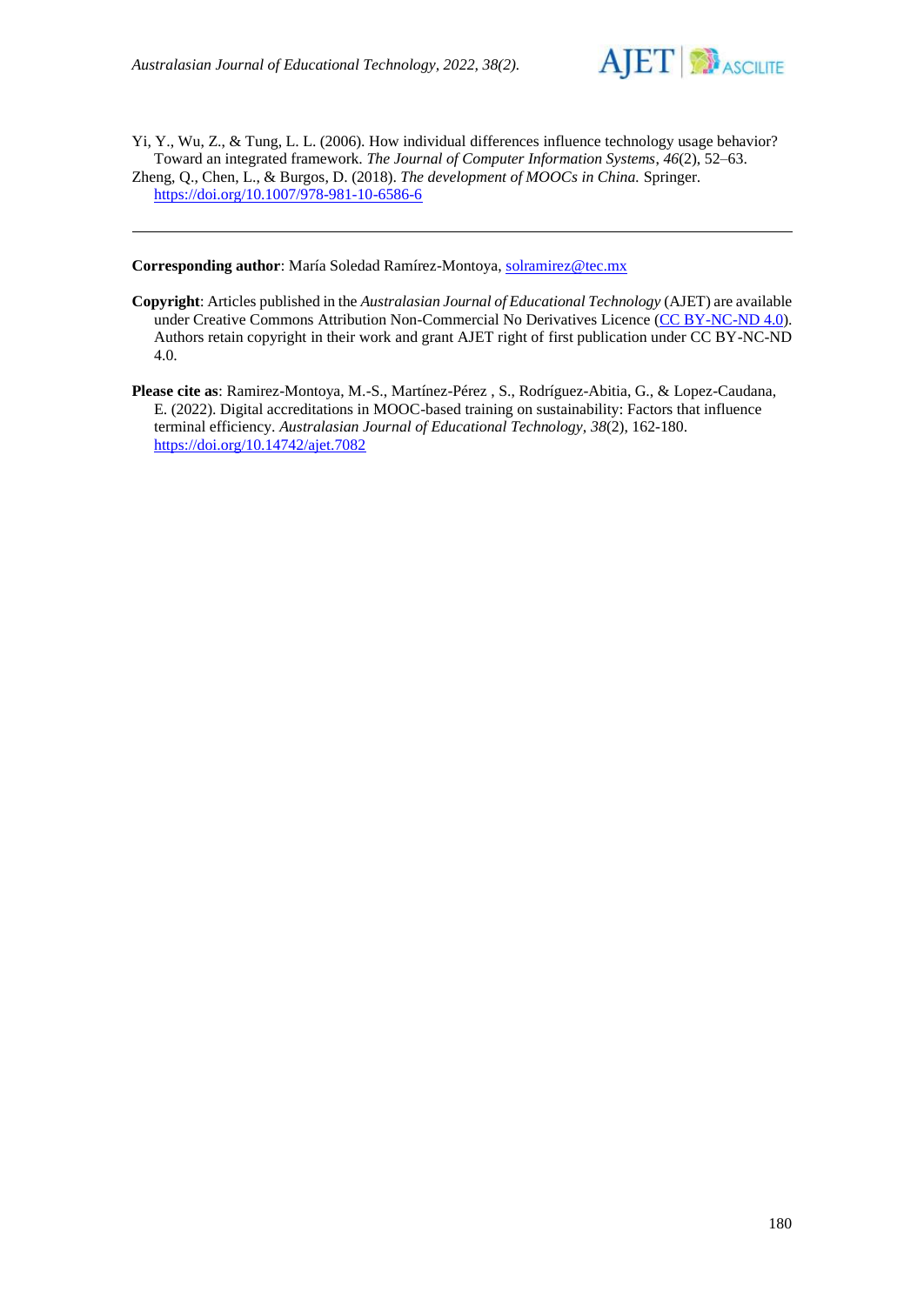Yi, Y., Wu, Z., & Tung, L. L. (2006). How individual differences influence technology usage behavior? Toward an integrated framework. *The Journal of Computer Information Systems*, *46*(2), 52–63.

Zheng, Q., Chen, L., & Burgos, D. (2018). *The development of MOOCs in China.* Springer. https://doi.org/10.1007/978-981-10-6586-6

---

**Corresponding author**: María Soledad Ramírez-Montoya, solramirez@tec.mx

**Copyright**: Articles published in the *Australasian Journal of Educational Technology* (AJET) are available under Creative Commons Attribution Non-Commercial No Derivatives Licence (CC BY-NC-ND 4.0). Authors retain copyright in their work and grant AJET right of first publication under CC BY-NC-ND 4.0.

**Please cite as**: Ramirez-Montoya, M.-S., Martínez-Pérez , S., Rodríguez-Abitia, G., & Lopez-Caudana, E. (2022). Digital accreditations in MOOC-based training on sustainability: Factors that influence terminal efficiency. *Australasian Journal of Educational Technology, 38*(2), 162-180. https://doi.org/10.14742/ajet.7082